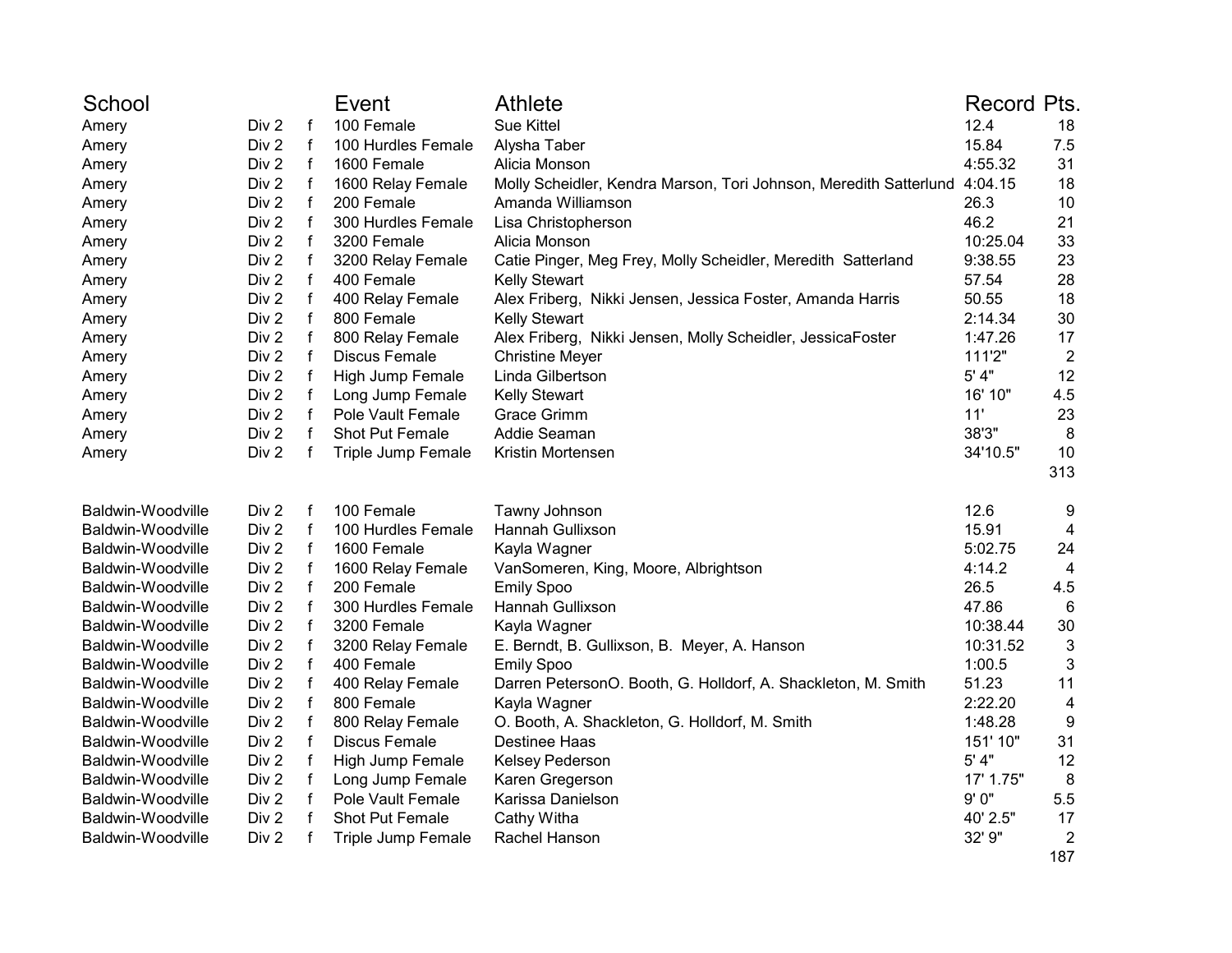| School | | | Event | Athlete | Record | Pts. |
|---|---|---|---|---|---|---|
| Amery | Div 2 | f | 100 Female | Sue Kittel | 12.4 | 18 |
| Amery | Div 2 | f | 100 Hurdles Female | Alysha Taber | 15.84 | 7.5 |
| Amery | Div 2 | f | 1600 Female | Alicia Monson | 4:55.32 | 31 |
| Amery | Div 2 | f | 1600 Relay Female | Molly Scheidler, Kendra Marson, Tori Johnson, Meredith Satterlund | 4:04.15 | 18 |
| Amery | Div 2 | f | 200 Female | Amanda Williamson | 26.3 | 10 |
| Amery | Div 2 | f | 300 Hurdles Female | Lisa Christopherson | 46.2 | 21 |
| Amery | Div 2 | f | 3200 Female | Alicia Monson | 10:25.04 | 33 |
| Amery | Div 2 | f | 3200 Relay Female | Catie Pinger, Meg Frey, Molly Scheidler, Meredith Satterland | 9:38.55 | 23 |
| Amery | Div 2 | f | 400 Female | Kelly Stewart | 57.54 | 28 |
| Amery | Div 2 | f | 400 Relay Female | Alex Friberg, Nikki Jensen, Jessica Foster, Amanda Harris | 50.55 | 18 |
| Amery | Div 2 | f | 800 Female | Kelly Stewart | 2:14.34 | 30 |
| Amery | Div 2 | f | 800 Relay Female | Alex Friberg, Nikki Jensen, Molly Scheidler, JessicaFoster | 1:47.26 | 17 |
| Amery | Div 2 | f | Discus Female | Christine Meyer | 111'2" | 2 |
| Amery | Div 2 | f | High Jump Female | Linda Gilbertson | 5' 4" | 12 |
| Amery | Div 2 | f | Long Jump Female | Kelly Stewart | 16' 10" | 4.5 |
| Amery | Div 2 | f | Pole Vault Female | Grace Grimm | 11' | 23 |
| Amery | Div 2 | f | Shot Put Female | Addie Seaman | 38'3" | 8 |
| Amery | Div 2 | f | Triple Jump Female | Kristin Mortensen | 34'10.5" | 10 |
| | | | | | | 313 |
| | | | | | | |
| Baldwin-Woodville | Div 2 | f | 100 Female | Tawny Johnson | 12.6 | 9 |
| Baldwin-Woodville | Div 2 | f | 100 Hurdles Female | Hannah Gullixson | 15.91 | 4 |
| Baldwin-Woodville | Div 2 | f | 1600 Female | Kayla Wagner | 5:02.75 | 24 |
| Baldwin-Woodville | Div 2 | f | 1600 Relay Female | VanSomeren, King, Moore, Albrightson | 4:14.2 | 4 |
| Baldwin-Woodville | Div 2 | f | 200 Female | Emily Spoo | 26.5 | 4.5 |
| Baldwin-Woodville | Div 2 | f | 300 Hurdles Female | Hannah Gullixson | 47.86 | 6 |
| Baldwin-Woodville | Div 2 | f | 3200 Female | Kayla Wagner | 10:38.44 | 30 |
| Baldwin-Woodville | Div 2 | f | 3200 Relay Female | E. Berndt, B. Gullixson, B. Meyer, A. Hanson | 10:31.52 | 3 |
| Baldwin-Woodville | Div 2 | f | 400 Female | Emily Spoo | 1:00.5 | 3 |
| Baldwin-Woodville | Div 2 | f | 400 Relay Female | Darren PetersonO. Booth, G. Holldorf, A. Shackleton, M. Smith | 51.23 | 11 |
| Baldwin-Woodville | Div 2 | f | 800 Female | Kayla Wagner | 2:22.20 | 4 |
| Baldwin-Woodville | Div 2 | f | 800 Relay Female | O. Booth, A. Shackleton, G. Holldorf, M. Smith | 1:48.28 | 9 |
| Baldwin-Woodville | Div 2 | f | Discus Female | Destinee Haas | 151' 10" | 31 |
| Baldwin-Woodville | Div 2 | f | High Jump Female | Kelsey Pederson | 5' 4" | 12 |
| Baldwin-Woodville | Div 2 | f | Long Jump Female | Karen Gregerson | 17' 1.75" | 8 |
| Baldwin-Woodville | Div 2 | f | Pole Vault Female | Karissa Danielson | 9' 0" | 5.5 |
| Baldwin-Woodville | Div 2 | f | Shot Put Female | Cathy Witha | 40' 2.5" | 17 |
| Baldwin-Woodville | Div 2 | f | Triple Jump Female | Rachel Hanson | 32' 9" | 2 |
| | | | | | | 187 |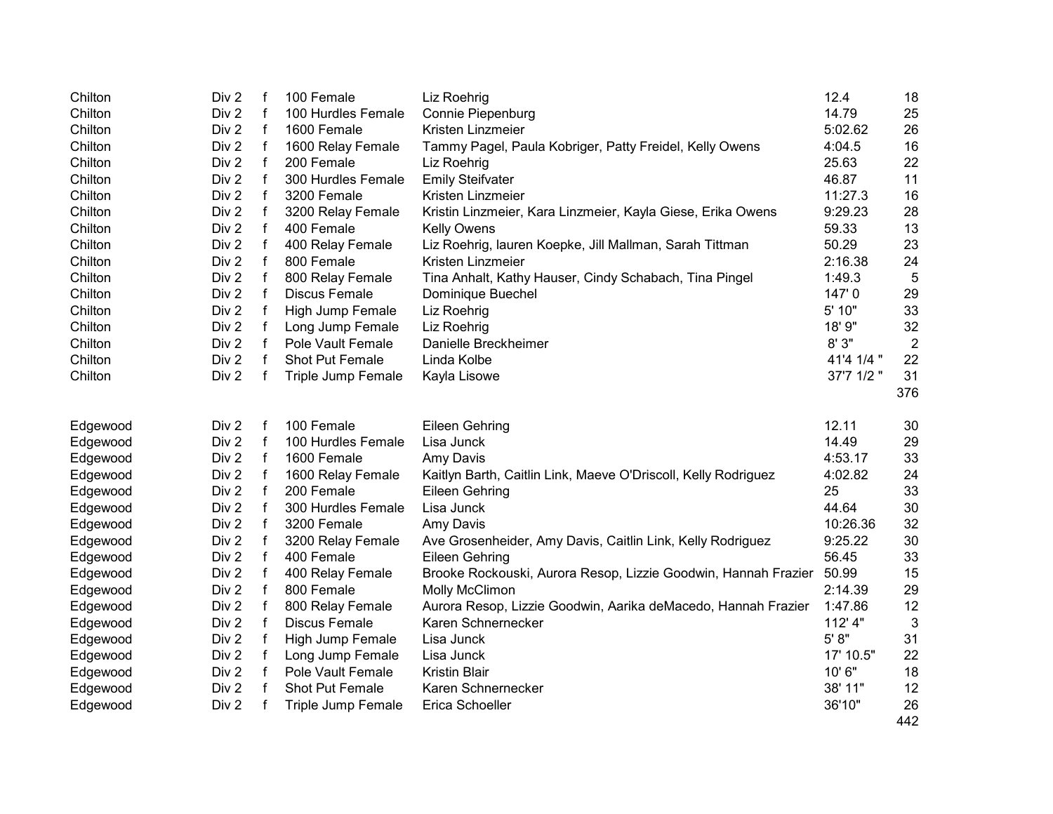| | | | | | | |
|---|---|---|---|---|---|---|
| Chilton | Div 2 | f | 100 Female | Liz Roehrig | 12.4 | 18 |
| Chilton | Div 2 | f | 100 Hurdles Female | Connie Piepenburg | 14.79 | 25 |
| Chilton | Div 2 | f | 1600 Female | Kristen Linzmeier | 5:02.62 | 26 |
| Chilton | Div 2 | f | 1600 Relay Female | Tammy Pagel, Paula Kobriger, Patty Freidel, Kelly Owens | 4:04.5 | 16 |
| Chilton | Div 2 | f | 200 Female | Liz Roehrig | 25.63 | 22 |
| Chilton | Div 2 | f | 300 Hurdles Female | Emily Steifvater | 46.87 | 11 |
| Chilton | Div 2 | f | 3200 Female | Kristen Linzmeier | 11:27.3 | 16 |
| Chilton | Div 2 | f | 3200 Relay Female | Kristin Linzmeier, Kara Linzmeier, Kayla Giese, Erika Owens | 9:29.23 | 28 |
| Chilton | Div 2 | f | 400 Female | Kelly Owens | 59.33 | 13 |
| Chilton | Div 2 | f | 400 Relay Female | Liz Roehrig, lauren Koepke, Jill Mallman, Sarah Tittman | 50.29 | 23 |
| Chilton | Div 2 | f | 800 Female | Kristen Linzmeier | 2:16.38 | 24 |
| Chilton | Div 2 | f | 800 Relay Female | Tina Anhalt, Kathy Hauser, Cindy Schabach, Tina Pingel | 1:49.3 | 5 |
| Chilton | Div 2 | f | Discus Female | Dominique Buechel | 147' 0 | 29 |
| Chilton | Div 2 | f | High Jump Female | Liz Roehrig | 5' 10" | 33 |
| Chilton | Div 2 | f | Long Jump Female | Liz Roehrig | 18' 9" | 32 |
| Chilton | Div 2 | f | Pole Vault Female | Danielle Breckheimer | 8' 3" | 2 |
| Chilton | Div 2 | f | Shot Put Female | Linda Kolbe | 41'4 1/4 " | 22 |
| Chilton | Div 2 | f | Triple Jump Female | Kayla Lisowe | 37'7 1/2 " | 31 |
| | | | | | | 376 |
| | | | | | | |
| Edgewood | Div 2 | f | 100 Female | Eileen Gehring | 12.11 | 30 |
| Edgewood | Div 2 | f | 100 Hurdles Female | Lisa Junck | 14.49 | 29 |
| Edgewood | Div 2 | f | 1600 Female | Amy Davis | 4:53.17 | 33 |
| Edgewood | Div 2 | f | 1600 Relay Female | Kaitlyn Barth, Caitlin Link, Maeve O'Driscoll, Kelly Rodriguez | 4:02.82 | 24 |
| Edgewood | Div 2 | f | 200 Female | Eileen Gehring | 25 | 33 |
| Edgewood | Div 2 | f | 300 Hurdles Female | Lisa Junck | 44.64 | 30 |
| Edgewood | Div 2 | f | 3200 Female | Amy Davis | 10:26.36 | 32 |
| Edgewood | Div 2 | f | 3200 Relay Female | Ave Grosenheider, Amy Davis, Caitlin Link, Kelly Rodriguez | 9:25.22 | 30 |
| Edgewood | Div 2 | f | 400 Female | Eileen Gehring | 56.45 | 33 |
| Edgewood | Div 2 | f | 400 Relay Female | Brooke Rockouski, Aurora Resop, Lizzie Goodwin, Hannah Frazier | 50.99 | 15 |
| Edgewood | Div 2 | f | 800 Female | Molly McClimon | 2:14.39 | 29 |
| Edgewood | Div 2 | f | 800 Relay Female | Aurora Resop, Lizzie Goodwin, Aarika deMacedo, Hannah Frazier | 1:47.86 | 12 |
| Edgewood | Div 2 | f | Discus Female | Karen Schnernecker | 112' 4" | 3 |
| Edgewood | Div 2 | f | High Jump Female | Lisa Junck | 5' 8" | 31 |
| Edgewood | Div 2 | f | Long Jump Female | Lisa Junck | 17' 10.5" | 22 |
| Edgewood | Div 2 | f | Pole Vault Female | Kristin Blair | 10' 6" | 18 |
| Edgewood | Div 2 | f | Shot Put Female | Karen Schnernecker | 38' 11" | 12 |
| Edgewood | Div 2 | f | Triple Jump Female | Erica Schoeller | 36'10" | 26 |
| | | | | | | 442 |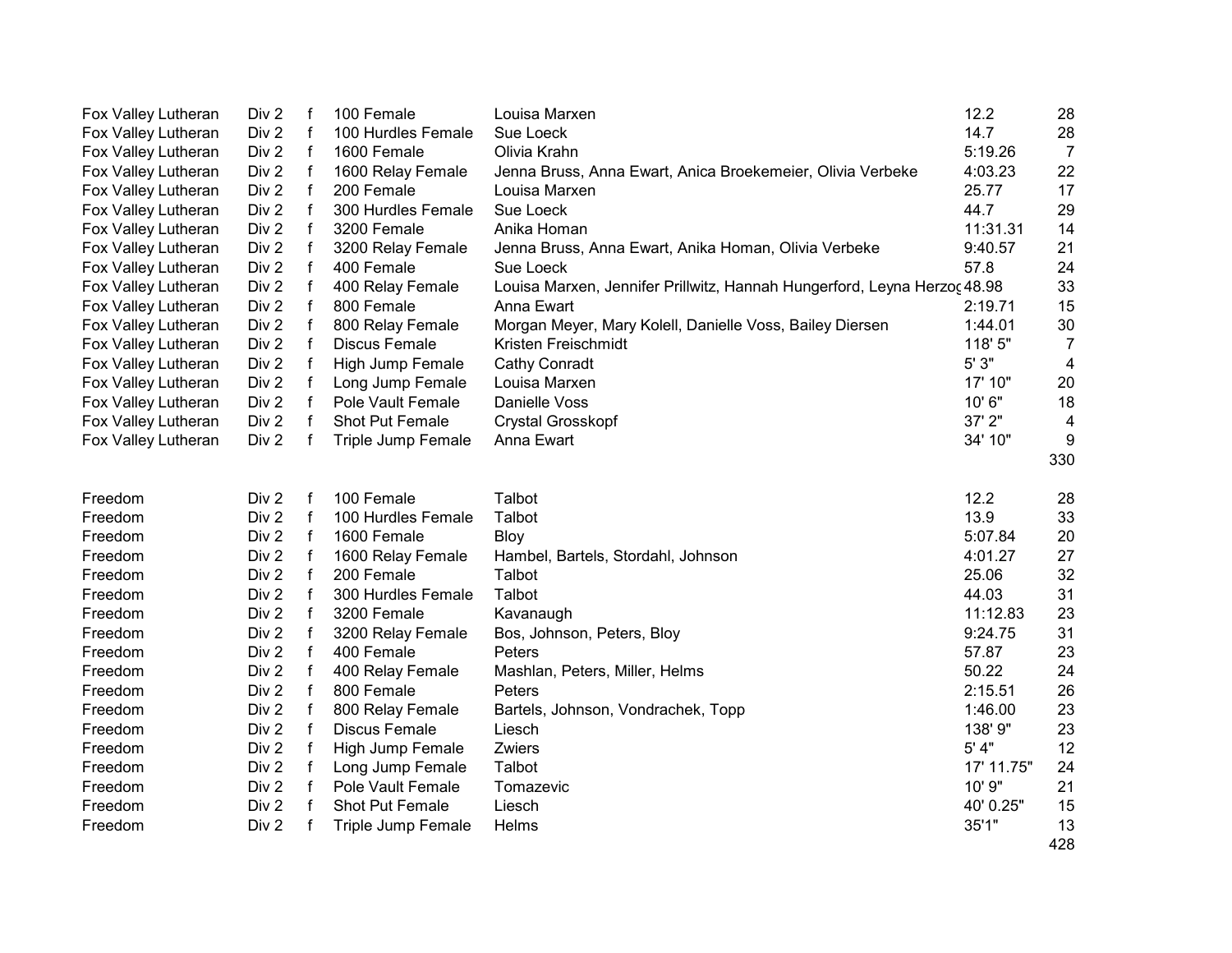| | | | | | | |
|---|---|---|---|---|---|---|
| Fox Valley Lutheran | Div 2 | f | 100 Female | Louisa Marxen | 12.2 | 28 |
| Fox Valley Lutheran | Div 2 | f | 100 Hurdles Female | Sue Loeck | 14.7 | 28 |
| Fox Valley Lutheran | Div 2 | f | 1600 Female | Olivia Krahn | 5:19.26 | 7 |
| Fox Valley Lutheran | Div 2 | f | 1600 Relay Female | Jenna Bruss, Anna Ewart, Anica Broekemeier, Olivia Verbeke | 4:03.23 | 22 |
| Fox Valley Lutheran | Div 2 | f | 200 Female | Louisa Marxen | 25.77 | 17 |
| Fox Valley Lutheran | Div 2 | f | 300 Hurdles Female | Sue Loeck | 44.7 | 29 |
| Fox Valley Lutheran | Div 2 | f | 3200 Female | Anika Homan | 11:31.31 | 14 |
| Fox Valley Lutheran | Div 2 | f | 3200 Relay Female | Jenna Bruss, Anna Ewart, Anika Homan, Olivia Verbeke | 9:40.57 | 21 |
| Fox Valley Lutheran | Div 2 | f | 400 Female | Sue Loeck | 57.8 | 24 |
| Fox Valley Lutheran | Div 2 | f | 400 Relay Female | Louisa Marxen, Jennifer Prillwitz, Hannah Hungerford, Leyna Herzog | 48.98 | 33 |
| Fox Valley Lutheran | Div 2 | f | 800 Female | Anna Ewart | 2:19.71 | 15 |
| Fox Valley Lutheran | Div 2 | f | 800 Relay Female | Morgan Meyer, Mary Kolell, Danielle Voss, Bailey Diersen | 1:44.01 | 30 |
| Fox Valley Lutheran | Div 2 | f | Discus Female | Kristen Freischmidt | 118' 5" | 7 |
| Fox Valley Lutheran | Div 2 | f | High Jump Female | Cathy Conradt | 5' 3" | 4 |
| Fox Valley Lutheran | Div 2 | f | Long Jump Female | Louisa Marxen | 17' 10" | 20 |
| Fox Valley Lutheran | Div 2 | f | Pole Vault Female | Danielle Voss | 10' 6" | 18 |
| Fox Valley Lutheran | Div 2 | f | Shot Put Female | Crystal Grosskopf | 37' 2" | 4 |
| Fox Valley Lutheran | Div 2 | f | Triple Jump Female | Anna Ewart | 34' 10" | 9 |
| | | | | | | 330 |
| | | | | | | |
| Freedom | Div 2 | f | 100 Female | Talbot | 12.2 | 28 |
| Freedom | Div 2 | f | 100 Hurdles Female | Talbot | 13.9 | 33 |
| Freedom | Div 2 | f | 1600 Female | Bloy | 5:07.84 | 20 |
| Freedom | Div 2 | f | 1600 Relay Female | Hambel, Bartels, Stordahl, Johnson | 4:01.27 | 27 |
| Freedom | Div 2 | f | 200 Female | Talbot | 25.06 | 32 |
| Freedom | Div 2 | f | 300 Hurdles Female | Talbot | 44.03 | 31 |
| Freedom | Div 2 | f | 3200 Female | Kavanaugh | 11:12.83 | 23 |
| Freedom | Div 2 | f | 3200 Relay Female | Bos, Johnson, Peters, Bloy | 9:24.75 | 31 |
| Freedom | Div 2 | f | 400 Female | Peters | 57.87 | 23 |
| Freedom | Div 2 | f | 400 Relay Female | Mashlan, Peters, Miller, Helms | 50.22 | 24 |
| Freedom | Div 2 | f | 800 Female | Peters | 2:15.51 | 26 |
| Freedom | Div 2 | f | 800 Relay Female | Bartels, Johnson, Vondrachek, Topp | 1:46.00 | 23 |
| Freedom | Div 2 | f | Discus Female | Liesch | 138' 9" | 23 |
| Freedom | Div 2 | f | High Jump Female | Zwiers | 5' 4" | 12 |
| Freedom | Div 2 | f | Long Jump Female | Talbot | 17' 11.75" | 24 |
| Freedom | Div 2 | f | Pole Vault Female | Tomazevic | 10' 9" | 21 |
| Freedom | Div 2 | f | Shot Put Female | Liesch | 40' 0.25" | 15 |
| Freedom | Div 2 | f | Triple Jump Female | Helms | 35'1" | 13 |
| | | | | | | 428 |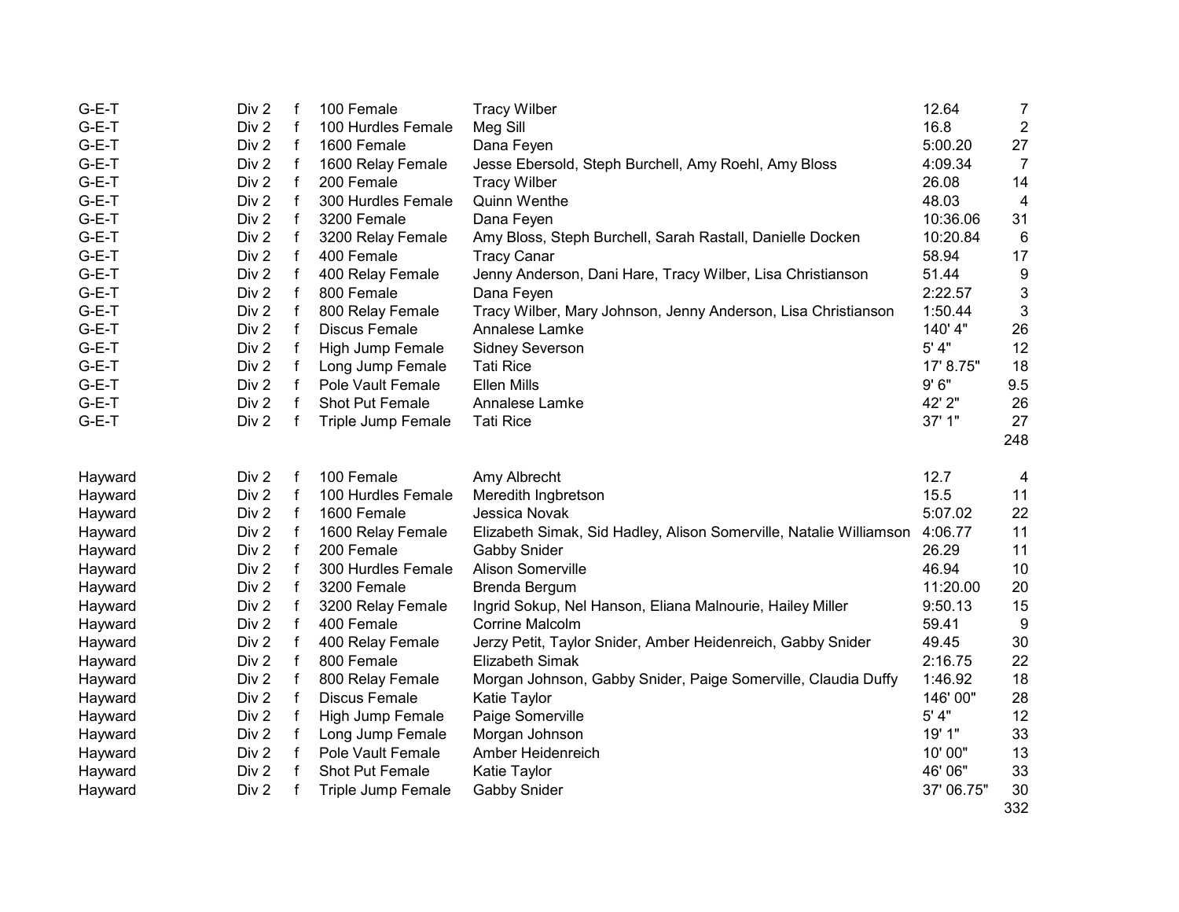| | | | | | | |
|---|---|---|---|---|---|---|
| G-E-T | Div 2 | f | 100 Female | Tracy Wilber | 12.64 | 7 |
| G-E-T | Div 2 | f | 100 Hurdles Female | Meg Sill | 16.8 | 2 |
| G-E-T | Div 2 | f | 1600 Female | Dana Feyen | 5:00.20 | 27 |
| G-E-T | Div 2 | f | 1600 Relay Female | Jesse Ebersold, Steph Burchell, Amy Roehl, Amy Bloss | 4:09.34 | 7 |
| G-E-T | Div 2 | f | 200 Female | Tracy Wilber | 26.08 | 14 |
| G-E-T | Div 2 | f | 300 Hurdles Female | Quinn Wenthe | 48.03 | 4 |
| G-E-T | Div 2 | f | 3200 Female | Dana Feyen | 10:36.06 | 31 |
| G-E-T | Div 2 | f | 3200 Relay Female | Amy Bloss, Steph Burchell, Sarah Rastall, Danielle Docken | 10:20.84 | 6 |
| G-E-T | Div 2 | f | 400 Female | Tracy Canar | 58.94 | 17 |
| G-E-T | Div 2 | f | 400 Relay Female | Jenny Anderson, Dani Hare, Tracy Wilber, Lisa Christianson | 51.44 | 9 |
| G-E-T | Div 2 | f | 800 Female | Dana Feyen | 2:22.57 | 3 |
| G-E-T | Div 2 | f | 800 Relay Female | Tracy Wilber, Mary Johnson, Jenny Anderson, Lisa Christianson | 1:50.44 | 3 |
| G-E-T | Div 2 | f | Discus Female | Annalese Lamke | 140' 4" | 26 |
| G-E-T | Div 2 | f | High Jump Female | Sidney Severson | 5' 4" | 12 |
| G-E-T | Div 2 | f | Long Jump Female | Tati Rice | 17' 8.75" | 18 |
| G-E-T | Div 2 | f | Pole Vault Female | Ellen Mills | 9' 6" | 9.5 |
| G-E-T | Div 2 | f | Shot Put Female | Annalese Lamke | 42' 2" | 26 |
| G-E-T | Div 2 | f | Triple Jump Female | Tati Rice | 37' 1" | 27 |
| | | | | | | 248 |
| | | | | | | |
| Hayward | Div 2 | f | 100 Female | Amy Albrecht | 12.7 | 4 |
| Hayward | Div 2 | f | 100 Hurdles Female | Meredith Ingbretson | 15.5 | 11 |
| Hayward | Div 2 | f | 1600 Female | Jessica Novak | 5:07.02 | 22 |
| Hayward | Div 2 | f | 1600 Relay Female | Elizabeth Simak, Sid Hadley, Alison Somerville, Natalie Williamson | 4:06.77 | 11 |
| Hayward | Div 2 | f | 200 Female | Gabby Snider | 26.29 | 11 |
| Hayward | Div 2 | f | 300 Hurdles Female | Alison Somerville | 46.94 | 10 |
| Hayward | Div 2 | f | 3200 Female | Brenda Bergum | 11:20.00 | 20 |
| Hayward | Div 2 | f | 3200 Relay Female | Ingrid Sokup, Nel Hanson, Eliana Malnourie, Hailey Miller | 9:50.13 | 15 |
| Hayward | Div 2 | f | 400 Female | Corrine Malcolm | 59.41 | 9 |
| Hayward | Div 2 | f | 400 Relay Female | Jerzy Petit, Taylor Snider, Amber Heidenreich, Gabby Snider | 49.45 | 30 |
| Hayward | Div 2 | f | 800 Female | Elizabeth Simak | 2:16.75 | 22 |
| Hayward | Div 2 | f | 800 Relay Female | Morgan Johnson, Gabby Snider, Paige Somerville, Claudia Duffy | 1:46.92 | 18 |
| Hayward | Div 2 | f | Discus Female | Katie Taylor | 146' 00" | 28 |
| Hayward | Div 2 | f | High Jump Female | Paige Somerville | 5' 4" | 12 |
| Hayward | Div 2 | f | Long Jump Female | Morgan Johnson | 19' 1" | 33 |
| Hayward | Div 2 | f | Pole Vault Female | Amber Heidenreich | 10' 00" | 13 |
| Hayward | Div 2 | f | Shot Put Female | Katie Taylor | 46' 06" | 33 |
| Hayward | Div 2 | f | Triple Jump Female | Gabby Snider | 37' 06.75" | 30 |
| | | | | | | 332 |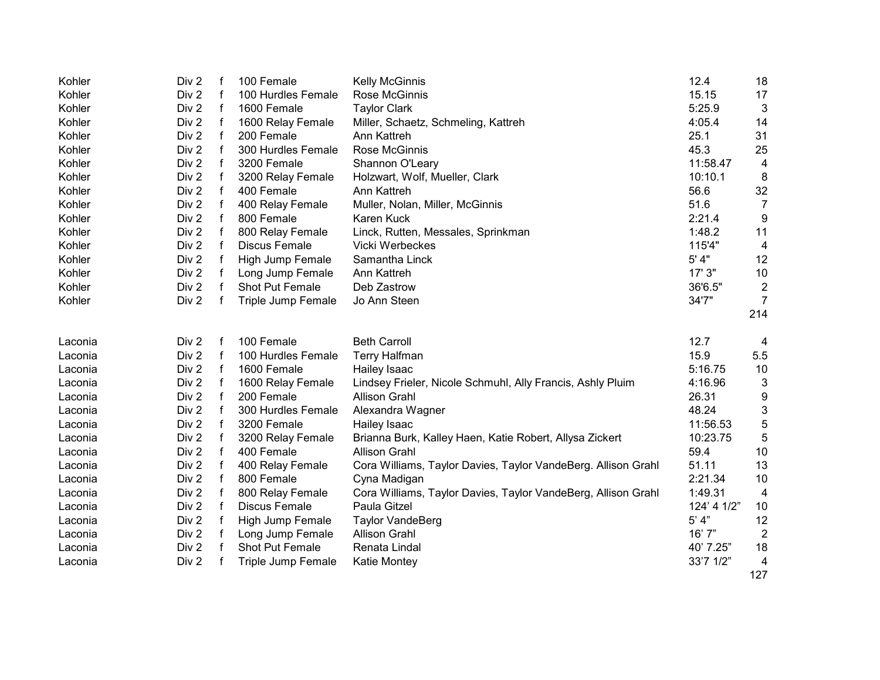| | | | | | | |
|---|---|---|---|---|---|---|
| Kohler | Div 2 | f | 100 Female | Kelly McGinnis | 12.4 | 18 |
| Kohler | Div 2 | f | 100 Hurdles Female | Rose McGinnis | 15.15 | 17 |
| Kohler | Div 2 | f | 1600 Female | Taylor Clark | 5:25.9 | 3 |
| Kohler | Div 2 | f | 1600 Relay Female | Miller, Schaetz, Schmeling, Kattreh | 4:05.4 | 14 |
| Kohler | Div 2 | f | 200 Female | Ann Kattreh | 25.1 | 31 |
| Kohler | Div 2 | f | 300 Hurdles Female | Rose McGinnis | 45.3 | 25 |
| Kohler | Div 2 | f | 3200 Female | Shannon O'Leary | 11:58.47 | 4 |
| Kohler | Div 2 | f | 3200 Relay Female | Holzwart, Wolf, Mueller, Clark | 10:10.1 | 8 |
| Kohler | Div 2 | f | 400 Female | Ann Kattreh | 56.6 | 32 |
| Kohler | Div 2 | f | 400 Relay Female | Muller, Nolan, Miller, McGinnis | 51.6 | 7 |
| Kohler | Div 2 | f | 800 Female | Karen Kuck | 2:21.4 | 9 |
| Kohler | Div 2 | f | 800 Relay Female | Linck, Rutten, Messales, Sprinkman | 1:48.2 | 11 |
| Kohler | Div 2 | f | Discus Female | Vicki Werbeckes | 115'4" | 4 |
| Kohler | Div 2 | f | High Jump Female | Samantha Linck | 5' 4" | 12 |
| Kohler | Div 2 | f | Long Jump Female | Ann Kattreh | 17' 3" | 10 |
| Kohler | Div 2 | f | Shot Put Female | Deb Zastrow | 36'6.5" | 2 |
| Kohler | Div 2 | f | Triple Jump Female | Jo Ann Steen | 34'7" | 7 |
| | | | | | | 214 |
| | | | | | | |
| Laconia | Div 2 | f | 100 Female | Beth Carroll | 12.7 | 4 |
| Laconia | Div 2 | f | 100 Hurdles Female | Terry Halfman | 15.9 | 5.5 |
| Laconia | Div 2 | f | 1600 Female | Hailey Isaac | 5:16.75 | 10 |
| Laconia | Div 2 | f | 1600 Relay Female | Lindsey Frieler, Nicole Schmuhl, Ally Francis, Ashly Pluim | 4:16.96 | 3 |
| Laconia | Div 2 | f | 200 Female | Allison Grahl | 26.31 | 9 |
| Laconia | Div 2 | f | 300 Hurdles Female | Alexandra Wagner | 48.24 | 3 |
| Laconia | Div 2 | f | 3200 Female | Hailey Isaac | 11:56.53 | 5 |
| Laconia | Div 2 | f | 3200 Relay Female | Brianna Burk, Kalley Haen, Katie Robert, Allysa Zickert | 10:23.75 | 5 |
| Laconia | Div 2 | f | 400 Female | Allison Grahl | 59.4 | 10 |
| Laconia | Div 2 | f | 400 Relay Female | Cora Williams, Taylor Davies, Taylor VandeBerg. Allison Grahl | 51.11 | 13 |
| Laconia | Div 2 | f | 800 Female | Cyna Madigan | 2:21.34 | 10 |
| Laconia | Div 2 | f | 800 Relay Female | Cora Williams, Taylor Davies, Taylor VandeBerg, Allison Grahl | 1:49.31 | 4 |
| Laconia | Div 2 | f | Discus Female | Paula Gitzel | 124' 4 1/2" | 10 |
| Laconia | Div 2 | f | High Jump Female | Taylor VandeBerg | 5' 4" | 12 |
| Laconia | Div 2 | f | Long Jump Female | Allison Grahl | 16' 7" | 2 |
| Laconia | Div 2 | f | Shot Put Female | Renata Lindal | 40' 7.25" | 18 |
| Laconia | Div 2 | f | Triple Jump Female | Katie Montey | 33'7 1/2" | 4 |
| | | | | | | 127 |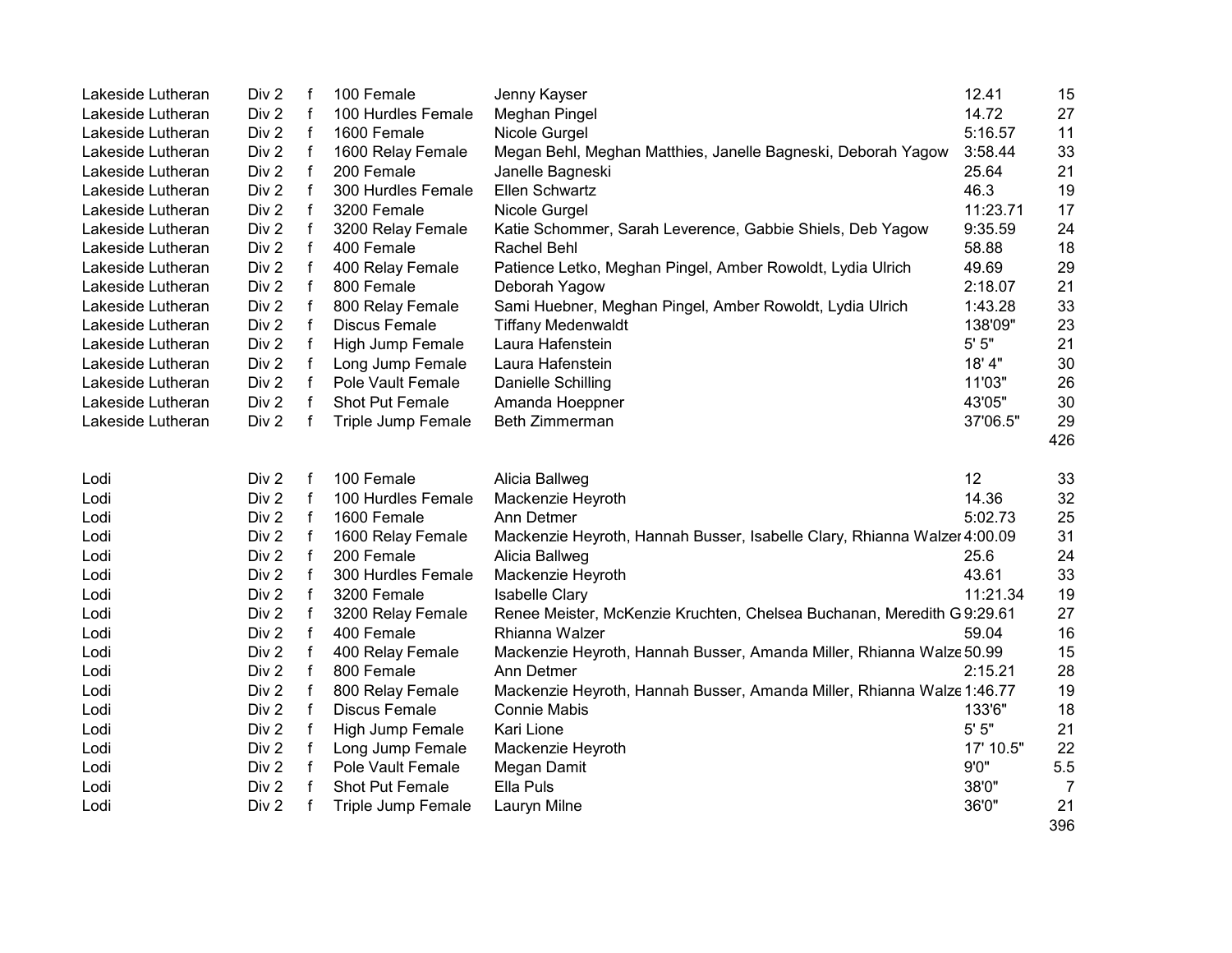| | | | | | | |
|---|---|---|---|---|---|---|
| Lakeside Lutheran | Div 2 | f | 100 Female | Jenny Kayser | 12.41 | 15 |
| Lakeside Lutheran | Div 2 | f | 100 Hurdles Female | Meghan Pingel | 14.72 | 27 |
| Lakeside Lutheran | Div 2 | f | 1600 Female | Nicole Gurgel | 5:16.57 | 11 |
| Lakeside Lutheran | Div 2 | f | 1600 Relay Female | Megan Behl, Meghan Matthies, Janelle Bagneski, Deborah Yagow | 3:58.44 | 33 |
| Lakeside Lutheran | Div 2 | f | 200 Female | Janelle Bagneski | 25.64 | 21 |
| Lakeside Lutheran | Div 2 | f | 300 Hurdles Female | Ellen Schwartz | 46.3 | 19 |
| Lakeside Lutheran | Div 2 | f | 3200 Female | Nicole Gurgel | 11:23.71 | 17 |
| Lakeside Lutheran | Div 2 | f | 3200 Relay Female | Katie Schommer, Sarah Leverence, Gabbie Shiels, Deb Yagow | 9:35.59 | 24 |
| Lakeside Lutheran | Div 2 | f | 400 Female | Rachel Behl | 58.88 | 18 |
| Lakeside Lutheran | Div 2 | f | 400 Relay Female | Patience Letko, Meghan Pingel, Amber Rowoldt, Lydia Ulrich | 49.69 | 29 |
| Lakeside Lutheran | Div 2 | f | 800 Female | Deborah Yagow | 2:18.07 | 21 |
| Lakeside Lutheran | Div 2 | f | 800 Relay Female | Sami Huebner, Meghan Pingel, Amber Rowoldt, Lydia Ulrich | 1:43.28 | 33 |
| Lakeside Lutheran | Div 2 | f | Discus Female | Tiffany Medenwaldt | 138'09" | 23 |
| Lakeside Lutheran | Div 2 | f | High Jump Female | Laura Hafenstein | 5' 5" | 21 |
| Lakeside Lutheran | Div 2 | f | Long Jump Female | Laura Hafenstein | 18' 4" | 30 |
| Lakeside Lutheran | Div 2 | f | Pole Vault Female | Danielle Schilling | 11'03" | 26 |
| Lakeside Lutheran | Div 2 | f | Shot Put Female | Amanda Hoeppner | 43'05" | 30 |
| Lakeside Lutheran | Div 2 | f | Triple Jump Female | Beth Zimmerman | 37'06.5" | 29 |
| | | | | | | 426 |
| | | | | | | |
| Lodi | Div 2 | f | 100 Female | Alicia Ballweg | 12 | 33 |
| Lodi | Div 2 | f | 100 Hurdles Female | Mackenzie Heyroth | 14.36 | 32 |
| Lodi | Div 2 | f | 1600 Female | Ann Detmer | 5:02.73 | 25 |
| Lodi | Div 2 | f | 1600 Relay Female | Mackenzie Heyroth, Hannah Busser, Isabelle Clary, Rhianna Walzer | 4:00.09 | 31 |
| Lodi | Div 2 | f | 200 Female | Alicia Ballweg | 25.6 | 24 |
| Lodi | Div 2 | f | 300 Hurdles Female | Mackenzie Heyroth | 43.61 | 33 |
| Lodi | Div 2 | f | 3200 Female | Isabelle Clary | 11:21.34 | 19 |
| Lodi | Div 2 | f | 3200 Relay Female | Renee Meister, McKenzie Kruchten, Chelsea Buchanan, Meredith G | 9:29.61 | 27 |
| Lodi | Div 2 | f | 400 Female | Rhianna Walzer | 59.04 | 16 |
| Lodi | Div 2 | f | 400 Relay Female | Mackenzie Heyroth, Hannah Busser, Amanda Miller, Rhianna Walze | 50.99 | 15 |
| Lodi | Div 2 | f | 800 Female | Ann Detmer | 2:15.21 | 28 |
| Lodi | Div 2 | f | 800 Relay Female | Mackenzie Heyroth, Hannah Busser, Amanda Miller, Rhianna Walze | 1:46.77 | 19 |
| Lodi | Div 2 | f | Discus Female | Connie Mabis | 133'6" | 18 |
| Lodi | Div 2 | f | High Jump Female | Kari Lione | 5' 5" | 21 |
| Lodi | Div 2 | f | Long Jump Female | Mackenzie Heyroth | 17' 10.5" | 22 |
| Lodi | Div 2 | f | Pole Vault Female | Megan Damit | 9'0" | 5.5 |
| Lodi | Div 2 | f | Shot Put Female | Ella Puls | 38'0" | 7 |
| Lodi | Div 2 | f | Triple Jump Female | Lauryn Milne | 36'0" | 21 |
| | | | | | | 396 |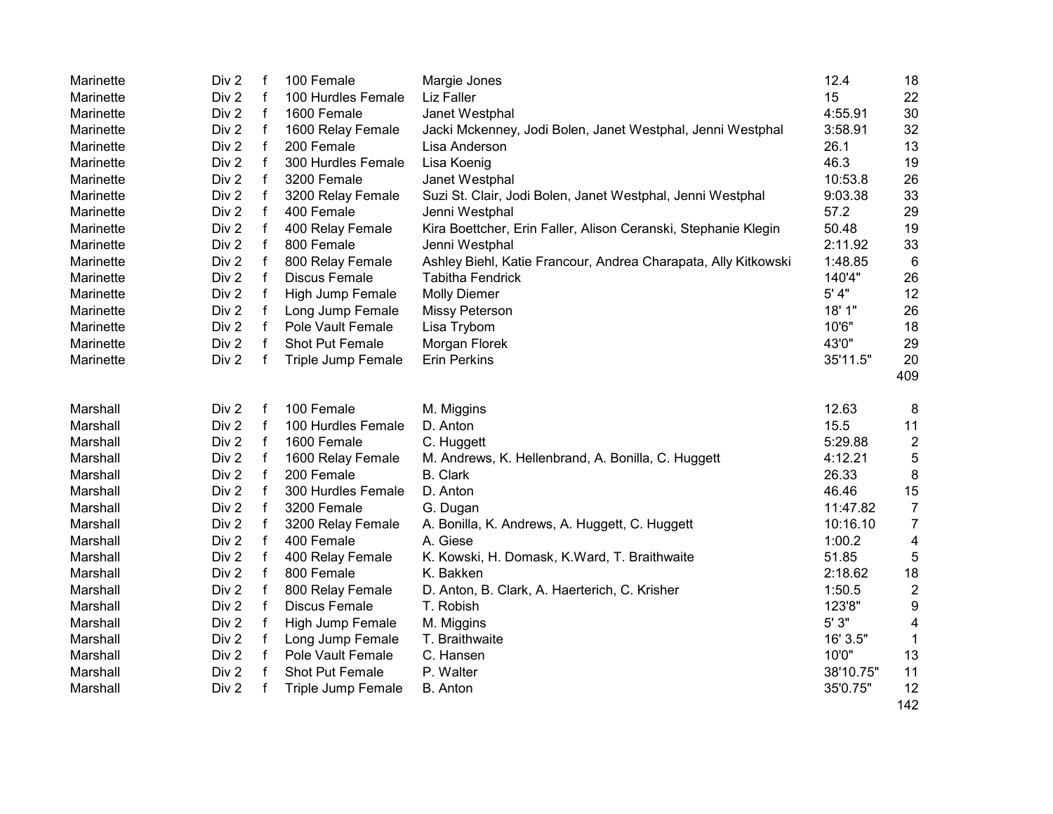| | | | | | | |
|---|---|---|---|---|---|---|
| Marinette | Div 2 | f | 100 Female | Margie Jones | 12.4 | 18 |
| Marinette | Div 2 | f | 100 Hurdles Female | Liz Faller | 15 | 22 |
| Marinette | Div 2 | f | 1600 Female | Janet Westphal | 4:55.91 | 30 |
| Marinette | Div 2 | f | 1600 Relay Female | Jacki Mckenney, Jodi Bolen, Janet Westphal, Jenni Westphal | 3:58.91 | 32 |
| Marinette | Div 2 | f | 200 Female | Lisa Anderson | 26.1 | 13 |
| Marinette | Div 2 | f | 300 Hurdles Female | Lisa Koenig | 46.3 | 19 |
| Marinette | Div 2 | f | 3200 Female | Janet Westphal | 10:53.8 | 26 |
| Marinette | Div 2 | f | 3200 Relay Female | Suzi St. Clair, Jodi Bolen, Janet Westphal, Jenni Westphal | 9:03.38 | 33 |
| Marinette | Div 2 | f | 400 Female | Jenni Westphal | 57.2 | 29 |
| Marinette | Div 2 | f | 400 Relay Female | Kira Boettcher, Erin Faller, Alison Ceranski, Stephanie Klegin | 50.48 | 19 |
| Marinette | Div 2 | f | 800 Female | Jenni Westphal | 2:11.92 | 33 |
| Marinette | Div 2 | f | 800 Relay Female | Ashley Biehl, Katie Francour, Andrea Charapata, Ally Kitkowski | 1:48.85 | 6 |
| Marinette | Div 2 | f | Discus Female | Tabitha Fendrick | 140'4" | 26 |
| Marinette | Div 2 | f | High Jump Female | Molly Diemer | 5' 4" | 12 |
| Marinette | Div 2 | f | Long Jump Female | Missy Peterson | 18' 1" | 26 |
| Marinette | Div 2 | f | Pole Vault Female | Lisa Trybom | 10'6" | 18 |
| Marinette | Div 2 | f | Shot Put Female | Morgan Florek | 43'0" | 29 |
| Marinette | Div 2 | f | Triple Jump Female | Erin Perkins | 35'11.5" | 20 |
| | | | | | | 409 |
| | | | | | | |
| Marshall | Div 2 | f | 100 Female | M. Miggins | 12.63 | 8 |
| Marshall | Div 2 | f | 100 Hurdles Female | D. Anton | 15.5 | 11 |
| Marshall | Div 2 | f | 1600 Female | C. Huggett | 5:29.88 | 2 |
| Marshall | Div 2 | f | 1600 Relay Female | M. Andrews, K. Hellenbrand, A. Bonilla, C. Huggett | 4:12.21 | 5 |
| Marshall | Div 2 | f | 200 Female | B. Clark | 26.33 | 8 |
| Marshall | Div 2 | f | 300 Hurdles Female | D. Anton | 46.46 | 15 |
| Marshall | Div 2 | f | 3200 Female | G. Dugan | 11:47.82 | 7 |
| Marshall | Div 2 | f | 3200 Relay Female | A. Bonilla, K. Andrews, A. Huggett, C. Huggett | 10:16.10 | 7 |
| Marshall | Div 2 | f | 400 Female | A. Giese | 1:00.2 | 4 |
| Marshall | Div 2 | f | 400 Relay Female | K. Kowski, H. Domask, K.Ward, T. Braithwaite | 51.85 | 5 |
| Marshall | Div 2 | f | 800 Female | K. Bakken | 2:18.62 | 18 |
| Marshall | Div 2 | f | 800 Relay Female | D. Anton, B. Clark, A. Haerterich, C. Krisher | 1:50.5 | 2 |
| Marshall | Div 2 | f | Discus Female | T. Robish | 123'8" | 9 |
| Marshall | Div 2 | f | High Jump Female | M. Miggins | 5' 3" | 4 |
| Marshall | Div 2 | f | Long Jump Female | T. Braithwaite | 16' 3.5" | 1 |
| Marshall | Div 2 | f | Pole Vault Female | C. Hansen | 10'0" | 13 |
| Marshall | Div 2 | f | Shot Put Female | P. Walter | 38'10.75" | 11 |
| Marshall | Div 2 | f | Triple Jump Female | B. Anton | 35'0.75" | 12 |
| | | | | | | 142 |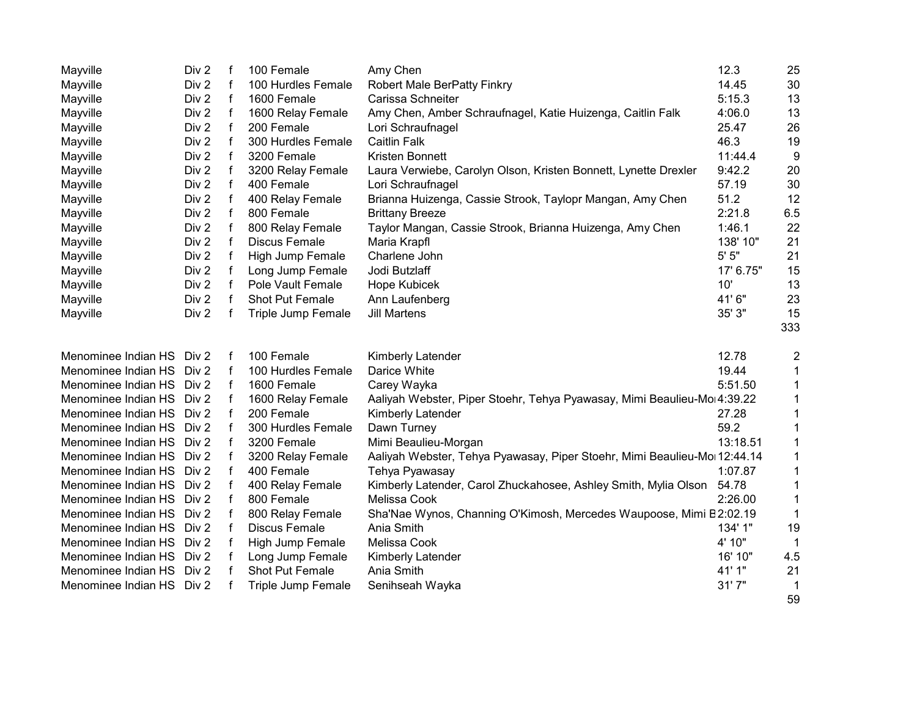| | | | | | | |
|---|---|---|---|---|---|---|
| Mayville | Div 2 | f | 100 Female | Amy Chen | 12.3 | 25 |
| Mayville | Div 2 | f | 100 Hurdles Female | Robert Male BerPatty Finkry | 14.45 | 30 |
| Mayville | Div 2 | f | 1600 Female | Carissa Schneiter | 5:15.3 | 13 |
| Mayville | Div 2 | f | 1600 Relay Female | Amy Chen, Amber Schraufnagel, Katie Huizenga, Caitlin Falk | 4:06.0 | 13 |
| Mayville | Div 2 | f | 200 Female | Lori Schraufnagel | 25.47 | 26 |
| Mayville | Div 2 | f | 300 Hurdles Female | Caitlin Falk | 46.3 | 19 |
| Mayville | Div 2 | f | 3200 Female | Kristen Bonnett | 11:44.4 | 9 |
| Mayville | Div 2 | f | 3200 Relay Female | Laura Verwiebe, Carolyn Olson, Kristen Bonnett, Lynette Drexler | 9:42.2 | 20 |
| Mayville | Div 2 | f | 400 Female | Lori Schraufnagel | 57.19 | 30 |
| Mayville | Div 2 | f | 400 Relay Female | Brianna Huizenga, Cassie Strook, Taylopr Mangan, Amy Chen | 51.2 | 12 |
| Mayville | Div 2 | f | 800 Female | Brittany Breeze | 2:21.8 | 6.5 |
| Mayville | Div 2 | f | 800 Relay Female | Taylor Mangan, Cassie Strook, Brianna Huizenga, Amy Chen | 1:46.1 | 22 |
| Mayville | Div 2 | f | Discus Female | Maria Krapfl | 138' 10" | 21 |
| Mayville | Div 2 | f | High Jump Female | Charlene John | 5' 5" | 21 |
| Mayville | Div 2 | f | Long Jump Female | Jodi Butzlaff | 17' 6.75" | 15 |
| Mayville | Div 2 | f | Pole Vault Female | Hope Kubicek | 10' | 13 |
| Mayville | Div 2 | f | Shot Put Female | Ann Laufenberg | 41' 6" | 23 |
| Mayville | Div 2 | f | Triple Jump Female | Jill Martens | 35' 3" | 15 |
| | | | | | | 333 |
| | | | | | | |
| Menominee Indian HS | Div 2 | f | 100 Female | Kimberly Latender | 12.78 | 2 |
| Menominee Indian HS | Div 2 | f | 100 Hurdles Female | Darice White | 19.44 | 1 |
| Menominee Indian HS | Div 2 | f | 1600 Female | Carey Wayka | 5:51.50 | 1 |
| Menominee Indian HS | Div 2 | f | 1600 Relay Female | Aaliyah Webster, Piper Stoehr, Tehya Pyawasay, Mimi Beaulieu-Mo | 4:39.22 | 1 |
| Menominee Indian HS | Div 2 | f | 200 Female | Kimberly Latender | 27.28 | 1 |
| Menominee Indian HS | Div 2 | f | 300 Hurdles Female | Dawn Turney | 59.2 | 1 |
| Menominee Indian HS | Div 2 | f | 3200 Female | Mimi Beaulieu-Morgan | 13:18.51 | 1 |
| Menominee Indian HS | Div 2 | f | 3200 Relay Female | Aaliyah Webster, Tehya Pyawasay, Piper Stoehr, Mimi Beaulieu-Mo | 12:44.14 | 1 |
| Menominee Indian HS | Div 2 | f | 400 Female | Tehya Pyawasay | 1:07.87 | 1 |
| Menominee Indian HS | Div 2 | f | 400 Relay Female | Kimberly Latender, Carol Zhuckahosee, Ashley Smith, Mylia Olson | 54.78 | 1 |
| Menominee Indian HS | Div 2 | f | 800 Female | Melissa Cook | 2:26.00 | 1 |
| Menominee Indian HS | Div 2 | f | 800 Relay Female | Sha'Nae Wynos, Channing O'Kimosh, Mercedes Waupoose, Mimi B | 2:02.19 | 1 |
| Menominee Indian HS | Div 2 | f | Discus Female | Ania Smith | 134' 1" | 19 |
| Menominee Indian HS | Div 2 | f | High Jump Female | Melissa Cook | 4' 10" | 1 |
| Menominee Indian HS | Div 2 | f | Long Jump Female | Kimberly Latender | 16' 10" | 4.5 |
| Menominee Indian HS | Div 2 | f | Shot Put Female | Ania Smith | 41' 1" | 21 |
| Menominee Indian HS | Div 2 | f | Triple Jump Female | Senihseah Wayka | 31' 7" | 1 |
| | | | | | | 59 |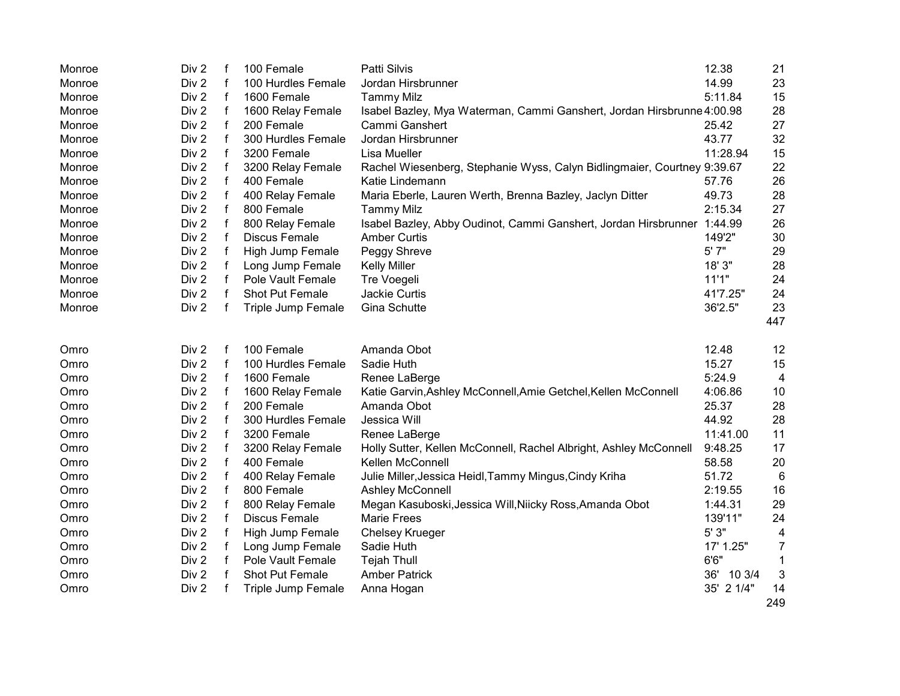| | | | | | | |
|---|---|---|---|---|---|---|
| Monroe | Div 2 | f | 100 Female | Patti Silvis | 12.38 | 21 |
| Monroe | Div 2 | f | 100 Hurdles Female | Jordan Hirsbrunner | 14.99 | 23 |
| Monroe | Div 2 | f | 1600 Female | Tammy Milz | 5:11.84 | 15 |
| Monroe | Div 2 | f | 1600 Relay Female | Isabel Bazley, Mya Waterman, Cammi Ganshert, Jordan Hirsbrunne | 4:00.98 | 28 |
| Monroe | Div 2 | f | 200 Female | Cammi Ganshert | 25.42 | 27 |
| Monroe | Div 2 | f | 300 Hurdles Female | Jordan Hirsbrunner | 43.77 | 32 |
| Monroe | Div 2 | f | 3200 Female | Lisa Mueller | 11:28.94 | 15 |
| Monroe | Div 2 | f | 3200 Relay Female | Rachel Wiesenberg, Stephanie Wyss, Calyn Bidlingmaier, Courtney | 9:39.67 | 22 |
| Monroe | Div 2 | f | 400 Female | Katie Lindemann | 57.76 | 26 |
| Monroe | Div 2 | f | 400 Relay Female | Maria Eberle, Lauren Werth, Brenna Bazley, Jaclyn Ditter | 49.73 | 28 |
| Monroe | Div 2 | f | 800 Female | Tammy Milz | 2:15.34 | 27 |
| Monroe | Div 2 | f | 800 Relay Female | Isabel Bazley, Abby Oudinot, Cammi Ganshert, Jordan Hirsbrunner | 1:44.99 | 26 |
| Monroe | Div 2 | f | Discus Female | Amber Curtis | 149'2" | 30 |
| Monroe | Div 2 | f | High Jump Female | Peggy Shreve | 5' 7" | 29 |
| Monroe | Div 2 | f | Long Jump Female | Kelly Miller | 18' 3" | 28 |
| Monroe | Div 2 | f | Pole Vault Female | Tre Voegeli | 11'1" | 24 |
| Monroe | Div 2 | f | Shot Put Female | Jackie Curtis | 41'7.25" | 24 |
| Monroe | Div 2 | f | Triple Jump Female | Gina Schutte | 36'2.5" | 23 |
| | | | | | | 447 |
| | | | | | | |
| Omro | Div 2 | f | 100 Female | Amanda Obot | 12.48 | 12 |
| Omro | Div 2 | f | 100 Hurdles Female | Sadie Huth | 15.27 | 15 |
| Omro | Div 2 | f | 1600 Female | Renee LaBerge | 5:24.9 | 4 |
| Omro | Div 2 | f | 1600 Relay Female | Katie Garvin,Ashley McConnell,Amie Getchel,Kellen McConnell | 4:06.86 | 10 |
| Omro | Div 2 | f | 200 Female | Amanda Obot | 25.37 | 28 |
| Omro | Div 2 | f | 300 Hurdles Female | Jessica Will | 44.92 | 28 |
| Omro | Div 2 | f | 3200 Female | Renee LaBerge | 11:41.00 | 11 |
| Omro | Div 2 | f | 3200 Relay Female | Holly Sutter, Kellen McConnell, Rachel Albright, Ashley McConnell | 9:48.25 | 17 |
| Omro | Div 2 | f | 400 Female | Kellen McConnell | 58.58 | 20 |
| Omro | Div 2 | f | 400 Relay Female | Julie Miller,Jessica Heidl,Tammy Mingus,Cindy Kriha | 51.72 | 6 |
| Omro | Div 2 | f | 800 Female | Ashley McConnell | 2:19.55 | 16 |
| Omro | Div 2 | f | 800 Relay Female | Megan Kasuboski,Jessica Will,Niicky Ross,Amanda Obot | 1:44.31 | 29 |
| Omro | Div 2 | f | Discus Female | Marie Frees | 139'11" | 24 |
| Omro | Div 2 | f | High Jump Female | Chelsey Krueger | 5' 3" | 4 |
| Omro | Div 2 | f | Long Jump Female | Sadie Huth | 17' 1.25" | 7 |
| Omro | Div 2 | f | Pole Vault Female | Tejah Thull | 6'6" | 1 |
| Omro | Div 2 | f | Shot Put Female | Amber Patrick | 36' 10 3/4 | 3 |
| Omro | Div 2 | f | Triple Jump Female | Anna Hogan | 35' 2 1/4" | 14 |
| | | | | | | 249 |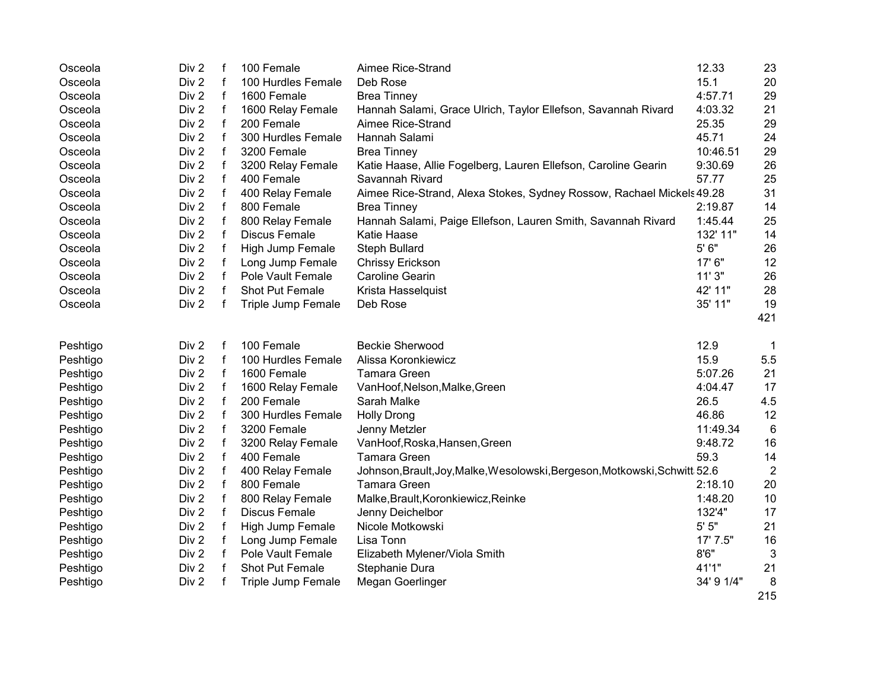| | | | | | | |
|---|---|---|---|---|---|---|
| Osceola | Div 2 | f | 100 Female | Aimee Rice-Strand | 12.33 | 23 |
| Osceola | Div 2 | f | 100 Hurdles Female | Deb Rose | 15.1 | 20 |
| Osceola | Div 2 | f | 1600 Female | Brea Tinney | 4:57.71 | 29 |
| Osceola | Div 2 | f | 1600 Relay Female | Hannah Salami, Grace Ulrich, Taylor Ellefson, Savannah Rivard | 4:03.32 | 21 |
| Osceola | Div 2 | f | 200 Female | Aimee Rice-Strand | 25.35 | 29 |
| Osceola | Div 2 | f | 300 Hurdles Female | Hannah Salami | 45.71 | 24 |
| Osceola | Div 2 | f | 3200 Female | Brea Tinney | 10:46.51 | 29 |
| Osceola | Div 2 | f | 3200 Relay Female | Katie Haase, Allie Fogelberg, Lauren Ellefson, Caroline Gearin | 9:30.69 | 26 |
| Osceola | Div 2 | f | 400 Female | Savannah Rivard | 57.77 | 25 |
| Osceola | Div 2 | f | 400 Relay Female | Aimee Rice-Strand, Alexa Stokes, Sydney Rossow, Rachael Mickels | 49.28 | 31 |
| Osceola | Div 2 | f | 800 Female | Brea Tinney | 2:19.87 | 14 |
| Osceola | Div 2 | f | 800 Relay Female | Hannah Salami, Paige Ellefson, Lauren Smith, Savannah Rivard | 1:45.44 | 25 |
| Osceola | Div 2 | f | Discus Female | Katie Haase | 132' 11" | 14 |
| Osceola | Div 2 | f | High Jump Female | Steph Bullard | 5' 6" | 26 |
| Osceola | Div 2 | f | Long Jump Female | Chrissy Erickson | 17' 6" | 12 |
| Osceola | Div 2 | f | Pole Vault Female | Caroline Gearin | 11' 3" | 26 |
| Osceola | Div 2 | f | Shot Put Female | Krista Hasselquist | 42' 11" | 28 |
| Osceola | Div 2 | f | Triple Jump Female | Deb Rose | 35' 11" | 19 |
| | | | | | | 421 |
| | | | | | | |
| Peshtigo | Div 2 | f | 100 Female | Beckie Sherwood | 12.9 | 1 |
| Peshtigo | Div 2 | f | 100 Hurdles Female | Alissa Koronkiewicz | 15.9 | 5.5 |
| Peshtigo | Div 2 | f | 1600 Female | Tamara Green | 5:07.26 | 21 |
| Peshtigo | Div 2 | f | 1600 Relay Female | VanHoof,Nelson,Malke,Green | 4:04.47 | 17 |
| Peshtigo | Div 2 | f | 200 Female | Sarah Malke | 26.5 | 4.5 |
| Peshtigo | Div 2 | f | 300 Hurdles Female | Holly Drong | 46.86 | 12 |
| Peshtigo | Div 2 | f | 3200 Female | Jenny Metzler | 11:49.34 | 6 |
| Peshtigo | Div 2 | f | 3200 Relay Female | VanHoof,Roska,Hansen,Green | 9:48.72 | 16 |
| Peshtigo | Div 2 | f | 400 Female | Tamara Green | 59.3 | 14 |
| Peshtigo | Div 2 | f | 400 Relay Female | Johnson,Brault,Joy,Malke,Wesolowski,Bergeson,Motkowski,Schwitt | 52.6 | 2 |
| Peshtigo | Div 2 | f | 800 Female | Tamara Green | 2:18.10 | 20 |
| Peshtigo | Div 2 | f | 800 Relay Female | Malke,Brault,Koronkiewicz,Reinke | 1:48.20 | 10 |
| Peshtigo | Div 2 | f | Discus Female | Jenny Deichelbor | 132'4" | 17 |
| Peshtigo | Div 2 | f | High Jump Female | Nicole Motkowski | 5' 5" | 21 |
| Peshtigo | Div 2 | f | Long Jump Female | Lisa Tonn | 17' 7.5" | 16 |
| Peshtigo | Div 2 | f | Pole Vault Female | Elizabeth Mylener/Viola Smith | 8'6" | 3 |
| Peshtigo | Div 2 | f | Shot Put Female | Stephanie Dura | 41'1" | 21 |
| Peshtigo | Div 2 | f | Triple Jump Female | Megan Goerlinger | 34' 9 1/4" | 8 |
| | | | | | | 215 |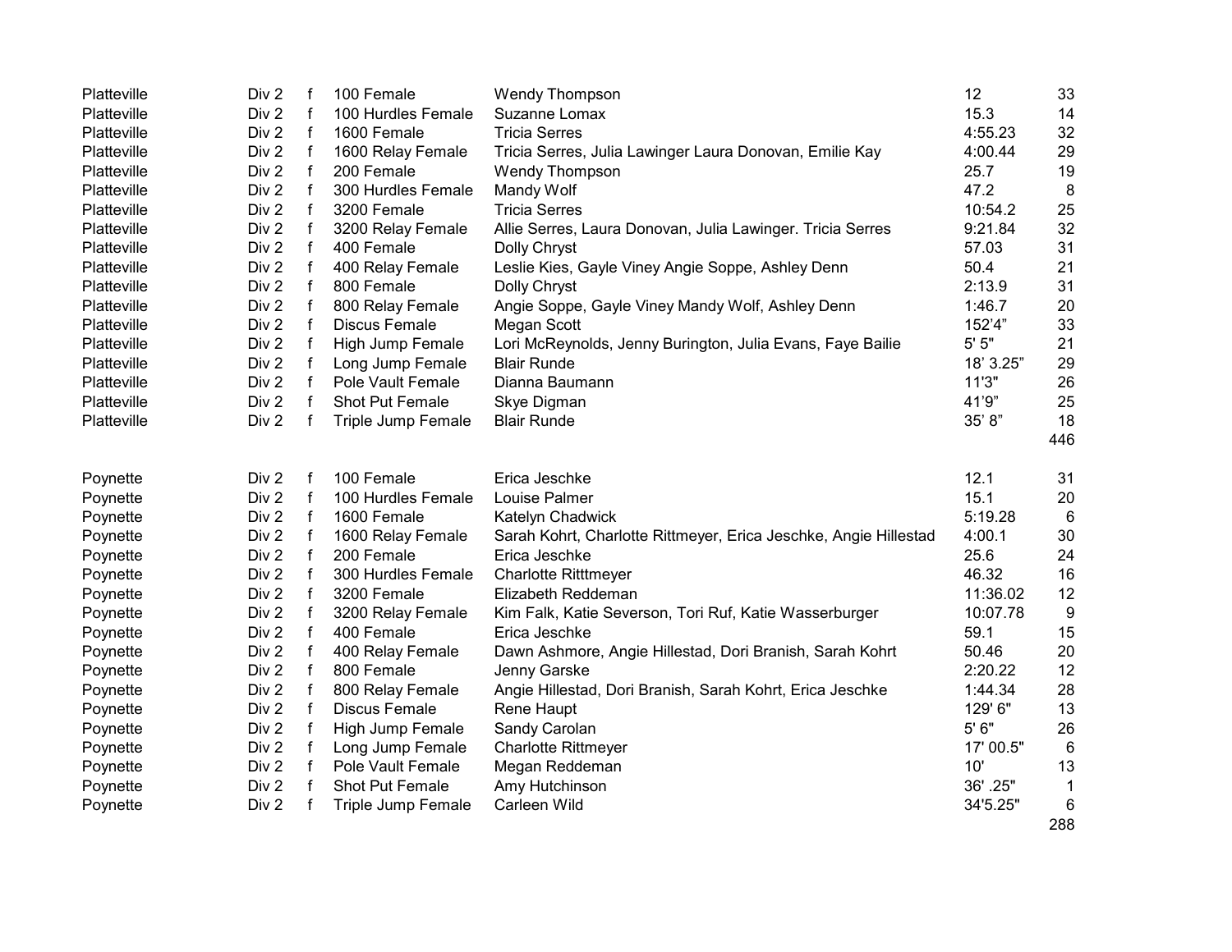| | | | | | | |
|---|---|---|---|---|---|---|
| Platteville | Div 2 | f | 100 Female | Wendy Thompson | 12 | 33 |
| Platteville | Div 2 | f | 100 Hurdles Female | Suzanne Lomax | 15.3 | 14 |
| Platteville | Div 2 | f | 1600 Female | Tricia Serres | 4:55.23 | 32 |
| Platteville | Div 2 | f | 1600 Relay Female | Tricia Serres, Julia Lawinger Laura Donovan, Emilie Kay | 4:00.44 | 29 |
| Platteville | Div 2 | f | 200 Female | Wendy Thompson | 25.7 | 19 |
| Platteville | Div 2 | f | 300 Hurdles Female | Mandy Wolf | 47.2 | 8 |
| Platteville | Div 2 | f | 3200 Female | Tricia Serres | 10:54.2 | 25 |
| Platteville | Div 2 | f | 3200 Relay Female | Allie Serres, Laura Donovan, Julia Lawinger. Tricia Serres | 9:21.84 | 32 |
| Platteville | Div 2 | f | 400 Female | Dolly Chryst | 57.03 | 31 |
| Platteville | Div 2 | f | 400 Relay Female | Leslie Kies, Gayle Viney Angie Soppe, Ashley Denn | 50.4 | 21 |
| Platteville | Div 2 | f | 800 Female | Dolly Chryst | 2:13.9 | 31 |
| Platteville | Div 2 | f | 800 Relay Female | Angie Soppe, Gayle Viney Mandy Wolf, Ashley Denn | 1:46.7 | 20 |
| Platteville | Div 2 | f | Discus Female | Megan Scott | 152'4" | 33 |
| Platteville | Div 2 | f | High Jump Female | Lori McReynolds, Jenny Burington, Julia Evans, Faye Bailie | 5' 5" | 21 |
| Platteville | Div 2 | f | Long Jump Female | Blair Runde | 18' 3.25" | 29 |
| Platteville | Div 2 | f | Pole Vault Female | Dianna Baumann | 11'3" | 26 |
| Platteville | Div 2 | f | Shot Put Female | Skye Digman | 41'9" | 25 |
| Platteville | Div 2 | f | Triple Jump Female | Blair Runde | 35' 8" | 18 |
| | | | | | | 446 |
| | | | | | | |
| Poynette | Div 2 | f | 100 Female | Erica Jeschke | 12.1 | 31 |
| Poynette | Div 2 | f | 100 Hurdles Female | Louise Palmer | 15.1 | 20 |
| Poynette | Div 2 | f | 1600 Female | Katelyn Chadwick | 5:19.28 | 6 |
| Poynette | Div 2 | f | 1600 Relay Female | Sarah Kohrt, Charlotte Rittmeyer, Erica Jeschke, Angie Hillestad | 4:00.1 | 30 |
| Poynette | Div 2 | f | 200 Female | Erica Jeschke | 25.6 | 24 |
| Poynette | Div 2 | f | 300 Hurdles Female | Charlotte Ritttmeyer | 46.32 | 16 |
| Poynette | Div 2 | f | 3200 Female | Elizabeth Reddeman | 11:36.02 | 12 |
| Poynette | Div 2 | f | 3200 Relay Female | Kim Falk, Katie Severson, Tori Ruf, Katie Wasserburger | 10:07.78 | 9 |
| Poynette | Div 2 | f | 400 Female | Erica Jeschke | 59.1 | 15 |
| Poynette | Div 2 | f | 400 Relay Female | Dawn Ashmore, Angie Hillestad, Dori Branish, Sarah Kohrt | 50.46 | 20 |
| Poynette | Div 2 | f | 800 Female | Jenny Garske | 2:20.22 | 12 |
| Poynette | Div 2 | f | 800 Relay Female | Angie Hillestad, Dori Branish, Sarah Kohrt, Erica Jeschke | 1:44.34 | 28 |
| Poynette | Div 2 | f | Discus Female | Rene Haupt | 129' 6" | 13 |
| Poynette | Div 2 | f | High Jump Female | Sandy Carolan | 5' 6" | 26 |
| Poynette | Div 2 | f | Long Jump Female | Charlotte Rittmeyer | 17' 00.5" | 6 |
| Poynette | Div 2 | f | Pole Vault Female | Megan Reddeman | 10' | 13 |
| Poynette | Div 2 | f | Shot Put Female | Amy Hutchinson | 36' .25" | 1 |
| Poynette | Div 2 | f | Triple Jump Female | Carleen Wild | 34'5.25" | 6 |
| | | | | | | 288 |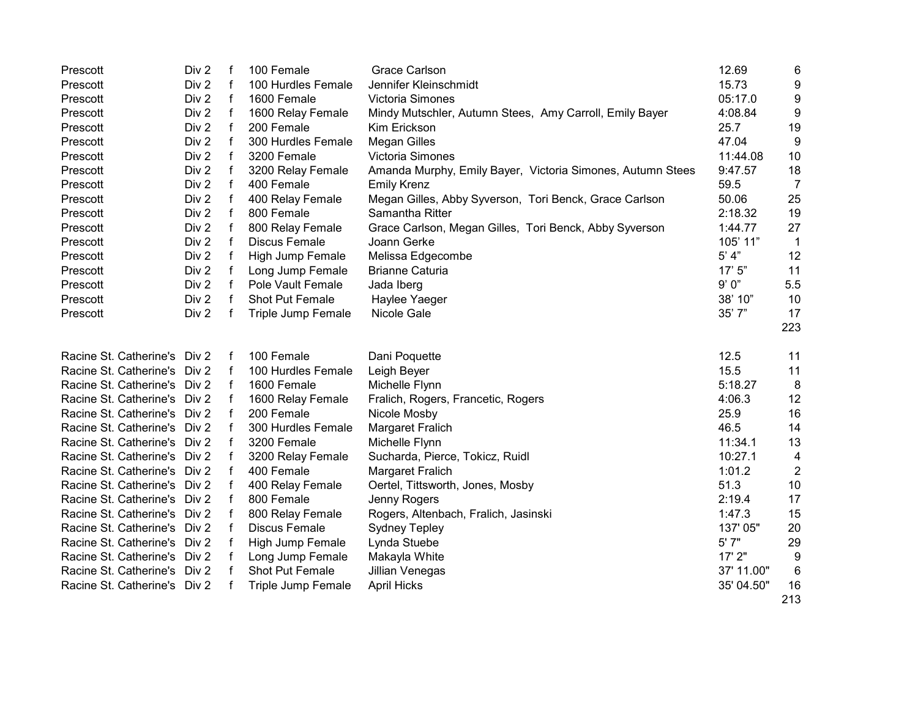| | | | | | | |
|---|---|---|---|---|---|---|
| Prescott | Div 2 | f | 100 Female | Grace Carlson | 12.69 | 6 |
| Prescott | Div 2 | f | 100 Hurdles Female | Jennifer Kleinschmidt | 15.73 | 9 |
| Prescott | Div 2 | f | 1600 Female | Victoria Simones | 05:17.0 | 9 |
| Prescott | Div 2 | f | 1600 Relay Female | Mindy Mutschler, Autumn Stees, Amy Carroll, Emily Bayer | 4:08.84 | 9 |
| Prescott | Div 2 | f | 200 Female | Kim Erickson | 25.7 | 19 |
| Prescott | Div 2 | f | 300 Hurdles Female | Megan Gilles | 47.04 | 9 |
| Prescott | Div 2 | f | 3200 Female | Victoria Simones | 11:44.08 | 10 |
| Prescott | Div 2 | f | 3200 Relay Female | Amanda Murphy, Emily Bayer, Victoria Simones, Autumn Stees | 9:47.57 | 18 |
| Prescott | Div 2 | f | 400 Female | Emily Krenz | 59.5 | 7 |
| Prescott | Div 2 | f | 400 Relay Female | Megan Gilles, Abby Syverson, Tori Benck, Grace Carlson | 50.06 | 25 |
| Prescott | Div 2 | f | 800 Female | Samantha Ritter | 2:18.32 | 19 |
| Prescott | Div 2 | f | 800 Relay Female | Grace Carlson, Megan Gilles, Tori Benck, Abby Syverson | 1:44.77 | 27 |
| Prescott | Div 2 | f | Discus Female | Joann Gerke | 105' 11" | 1 |
| Prescott | Div 2 | f | High Jump Female | Melissa Edgecombe | 5' 4" | 12 |
| Prescott | Div 2 | f | Long Jump Female | Brianne Caturia | 17' 5" | 11 |
| Prescott | Div 2 | f | Pole Vault Female | Jada Iberg | 9' 0" | 5.5 |
| Prescott | Div 2 | f | Shot Put Female | Haylee Yaeger | 38' 10" | 10 |
| Prescott | Div 2 | f | Triple Jump Female | Nicole Gale | 35' 7" | 17 |
| | | | | | | 223 |
| | | | | | | |
| Racine St. Catherine's | Div 2 | f | 100 Female | Dani Poquette | 12.5 | 11 |
| Racine St. Catherine's | Div 2 | f | 100 Hurdles Female | Leigh Beyer | 15.5 | 11 |
| Racine St. Catherine's | Div 2 | f | 1600 Female | Michelle Flynn | 5:18.27 | 8 |
| Racine St. Catherine's | Div 2 | f | 1600 Relay Female | Fralich, Rogers, Francetic, Rogers | 4:06.3 | 12 |
| Racine St. Catherine's | Div 2 | f | 200 Female | Nicole Mosby | 25.9 | 16 |
| Racine St. Catherine's | Div 2 | f | 300 Hurdles Female | Margaret Fralich | 46.5 | 14 |
| Racine St. Catherine's | Div 2 | f | 3200 Female | Michelle Flynn | 11:34.1 | 13 |
| Racine St. Catherine's | Div 2 | f | 3200 Relay Female | Sucharda, Pierce, Tokicz, Ruidl | 10:27.1 | 4 |
| Racine St. Catherine's | Div 2 | f | 400 Female | Margaret Fralich | 1:01.2 | 2 |
| Racine St. Catherine's | Div 2 | f | 400 Relay Female | Oertel, Tittsworth, Jones, Mosby | 51.3 | 10 |
| Racine St. Catherine's | Div 2 | f | 800 Female | Jenny Rogers | 2:19.4 | 17 |
| Racine St. Catherine's | Div 2 | f | 800 Relay Female | Rogers, Altenbach, Fralich, Jasinski | 1:47.3 | 15 |
| Racine St. Catherine's | Div 2 | f | Discus Female | Sydney Tepley | 137' 05" | 20 |
| Racine St. Catherine's | Div 2 | f | High Jump Female | Lynda Stuebe | 5' 7" | 29 |
| Racine St. Catherine's | Div 2 | f | Long Jump Female | Makayla White | 17' 2" | 9 |
| Racine St. Catherine's | Div 2 | f | Shot Put Female | Jillian Venegas | 37' 11.00" | 6 |
| Racine St. Catherine's | Div 2 | f | Triple Jump Female | April Hicks | 35' 04.50" | 16 |
| | | | | | | 213 |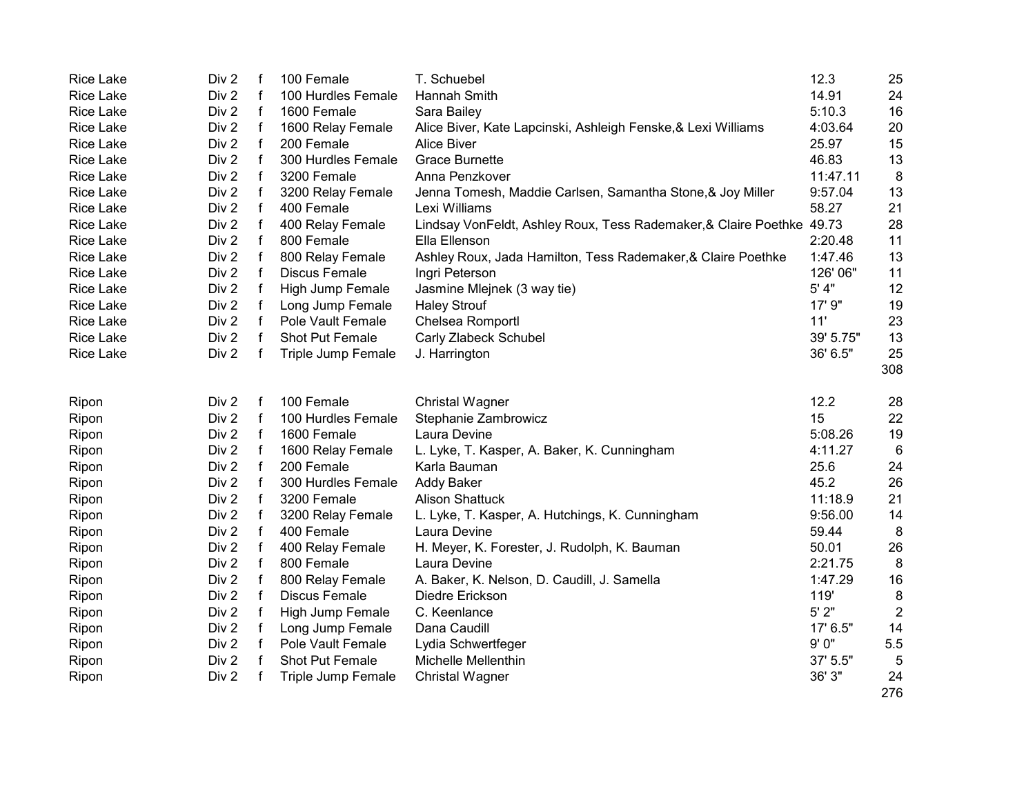| | | | | | | |
|---|---|---|---|---|---|---|
| Rice Lake | Div 2 | f | 100 Female | T. Schuebel | 12.3 | 25 |
| Rice Lake | Div 2 | f | 100 Hurdles Female | Hannah Smith | 14.91 | 24 |
| Rice Lake | Div 2 | f | 1600 Female | Sara Bailey | 5:10.3 | 16 |
| Rice Lake | Div 2 | f | 1600 Relay Female | Alice Biver, Kate Lapcinski, Ashleigh Fenske,& Lexi Williams | 4:03.64 | 20 |
| Rice Lake | Div 2 | f | 200 Female | Alice Biver | 25.97 | 15 |
| Rice Lake | Div 2 | f | 300 Hurdles Female | Grace Burnette | 46.83 | 13 |
| Rice Lake | Div 2 | f | 3200 Female | Anna Penzkover | 11:47.11 | 8 |
| Rice Lake | Div 2 | f | 3200 Relay Female | Jenna Tomesh, Maddie Carlsen, Samantha Stone,& Joy Miller | 9:57.04 | 13 |
| Rice Lake | Div 2 | f | 400 Female | Lexi Williams | 58.27 | 21 |
| Rice Lake | Div 2 | f | 400 Relay Female | Lindsay VonFeldt, Ashley Roux, Tess Rademaker,& Claire Poethke | 49.73 | 28 |
| Rice Lake | Div 2 | f | 800 Female | Ella Ellenson | 2:20.48 | 11 |
| Rice Lake | Div 2 | f | 800 Relay Female | Ashley Roux, Jada Hamilton, Tess Rademaker,& Claire Poethke | 1:47.46 | 13 |
| Rice Lake | Div 2 | f | Discus Female | Ingri Peterson | 126' 06" | 11 |
| Rice Lake | Div 2 | f | High Jump Female | Jasmine Mlejnek (3 way tie) | 5' 4" | 12 |
| Rice Lake | Div 2 | f | Long Jump Female | Haley Strouf | 17' 9" | 19 |
| Rice Lake | Div 2 | f | Pole Vault Female | Chelsea Romportl | 11' | 23 |
| Rice Lake | Div 2 | f | Shot Put Female | Carly Zlabeck Schubel | 39' 5.75" | 13 |
| Rice Lake | Div 2 | f | Triple Jump Female | J. Harrington | 36' 6.5" | 25 |
| | | | | | | 308 |
| | | | | | | |
| Ripon | Div 2 | f | 100 Female | Christal Wagner | 12.2 | 28 |
| Ripon | Div 2 | f | 100 Hurdles Female | Stephanie Zambrowicz | 15 | 22 |
| Ripon | Div 2 | f | 1600 Female | Laura Devine | 5:08.26 | 19 |
| Ripon | Div 2 | f | 1600 Relay Female | L. Lyke, T. Kasper, A. Baker, K. Cunningham | 4:11.27 | 6 |
| Ripon | Div 2 | f | 200 Female | Karla Bauman | 25.6 | 24 |
| Ripon | Div 2 | f | 300 Hurdles Female | Addy Baker | 45.2 | 26 |
| Ripon | Div 2 | f | 3200 Female | Alison Shattuck | 11:18.9 | 21 |
| Ripon | Div 2 | f | 3200 Relay Female | L. Lyke, T. Kasper, A. Hutchings, K. Cunningham | 9:56.00 | 14 |
| Ripon | Div 2 | f | 400 Female | Laura Devine | 59.44 | 8 |
| Ripon | Div 2 | f | 400 Relay Female | H. Meyer, K. Forester, J. Rudolph, K. Bauman | 50.01 | 26 |
| Ripon | Div 2 | f | 800 Female | Laura Devine | 2:21.75 | 8 |
| Ripon | Div 2 | f | 800 Relay Female | A. Baker, K. Nelson, D. Caudill, J. Samella | 1:47.29 | 16 |
| Ripon | Div 2 | f | Discus Female | Diedre Erickson | 119' | 8 |
| Ripon | Div 2 | f | High Jump Female | C. Keenlance | 5' 2" | 2 |
| Ripon | Div 2 | f | Long Jump Female | Dana Caudill | 17' 6.5" | 14 |
| Ripon | Div 2 | f | Pole Vault Female | Lydia Schwertfeger | 9' 0" | 5.5 |
| Ripon | Div 2 | f | Shot Put Female | Michelle Mellenthin | 37' 5.5" | 5 |
| Ripon | Div 2 | f | Triple Jump Female | Christal Wagner | 36' 3" | 24 |
| | | | | | | 276 |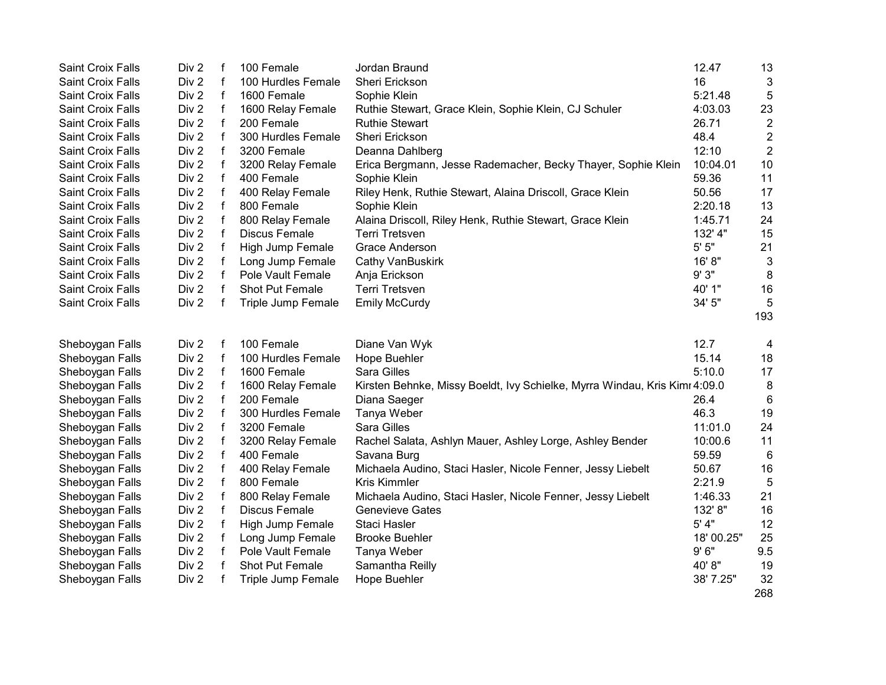| | | | | | | |
|---|---|---|---|---|---|---|
| Saint Croix Falls | Div 2 | f | 100 Female | Jordan Braund | 12.47 | 13 |
| Saint Croix Falls | Div 2 | f | 100 Hurdles Female | Sheri Erickson | 16 | 3 |
| Saint Croix Falls | Div 2 | f | 1600 Female | Sophie Klein | 5:21.48 | 5 |
| Saint Croix Falls | Div 2 | f | 1600 Relay Female | Ruthie Stewart, Grace Klein, Sophie Klein, CJ Schuler | 4:03.03 | 23 |
| Saint Croix Falls | Div 2 | f | 200 Female | Ruthie Stewart | 26.71 | 2 |
| Saint Croix Falls | Div 2 | f | 300 Hurdles Female | Sheri Erickson | 48.4 | 2 |
| Saint Croix Falls | Div 2 | f | 3200 Female | Deanna Dahlberg | 12:10 | 2 |
| Saint Croix Falls | Div 2 | f | 3200 Relay Female | Erica Bergmann, Jesse Rademacher, Becky Thayer, Sophie Klein | 10:04.01 | 10 |
| Saint Croix Falls | Div 2 | f | 400 Female | Sophie Klein | 59.36 | 11 |
| Saint Croix Falls | Div 2 | f | 400 Relay Female | Riley Henk, Ruthie Stewart, Alaina Driscoll, Grace Klein | 50.56 | 17 |
| Saint Croix Falls | Div 2 | f | 800 Female | Sophie Klein | 2:20.18 | 13 |
| Saint Croix Falls | Div 2 | f | 800 Relay Female | Alaina Driscoll, Riley Henk, Ruthie Stewart, Grace Klein | 1:45.71 | 24 |
| Saint Croix Falls | Div 2 | f | Discus Female | Terri Tretsven | 132' 4" | 15 |
| Saint Croix Falls | Div 2 | f | High Jump Female | Grace Anderson | 5' 5" | 21 |
| Saint Croix Falls | Div 2 | f | Long Jump Female | Cathy VanBuskirk | 16' 8" | 3 |
| Saint Croix Falls | Div 2 | f | Pole Vault Female | Anja Erickson | 9' 3" | 8 |
| Saint Croix Falls | Div 2 | f | Shot Put Female | Terri Tretsven | 40' 1" | 16 |
| Saint Croix Falls | Div 2 | f | Triple Jump Female | Emily McCurdy | 34' 5" | 5 |
| | | | | | | 193 |
| | | | | | | |
| Sheboygan Falls | Div 2 | f | 100 Female | Diane Van Wyk | 12.7 | 4 |
| Sheboygan Falls | Div 2 | f | 100 Hurdles Female | Hope Buehler | 15.14 | 18 |
| Sheboygan Falls | Div 2 | f | 1600 Female | Sara Gilles | 5:10.0 | 17 |
| Sheboygan Falls | Div 2 | f | 1600 Relay Female | Kirsten Behnke, Missy Boeldt, Ivy Schielke, Myrra Windau, Kris Kimı | 4:09.0 | 8 |
| Sheboygan Falls | Div 2 | f | 200 Female | Diana Saeger | 26.4 | 6 |
| Sheboygan Falls | Div 2 | f | 300 Hurdles Female | Tanya Weber | 46.3 | 19 |
| Sheboygan Falls | Div 2 | f | 3200 Female | Sara Gilles | 11:01.0 | 24 |
| Sheboygan Falls | Div 2 | f | 3200 Relay Female | Rachel Salata, Ashlyn Mauer, Ashley Lorge, Ashley Bender | 10:00.6 | 11 |
| Sheboygan Falls | Div 2 | f | 400 Female | Savana Burg | 59.59 | 6 |
| Sheboygan Falls | Div 2 | f | 400 Relay Female | Michaela Audino, Staci Hasler, Nicole Fenner, Jessy Liebelt | 50.67 | 16 |
| Sheboygan Falls | Div 2 | f | 800 Female | Kris Kimmler | 2:21.9 | 5 |
| Sheboygan Falls | Div 2 | f | 800 Relay Female | Michaela Audino, Staci Hasler, Nicole Fenner, Jessy Liebelt | 1:46.33 | 21 |
| Sheboygan Falls | Div 2 | f | Discus Female | Genevieve Gates | 132' 8" | 16 |
| Sheboygan Falls | Div 2 | f | High Jump Female | Staci Hasler | 5' 4" | 12 |
| Sheboygan Falls | Div 2 | f | Long Jump Female | Brooke Buehler | 18' 00.25" | 25 |
| Sheboygan Falls | Div 2 | f | Pole Vault Female | Tanya Weber | 9' 6" | 9.5 |
| Sheboygan Falls | Div 2 | f | Shot Put Female | Samantha Reilly | 40' 8" | 19 |
| Sheboygan Falls | Div 2 | f | Triple Jump Female | Hope Buehler | 38' 7.25" | 32 |
| | | | | | | 268 |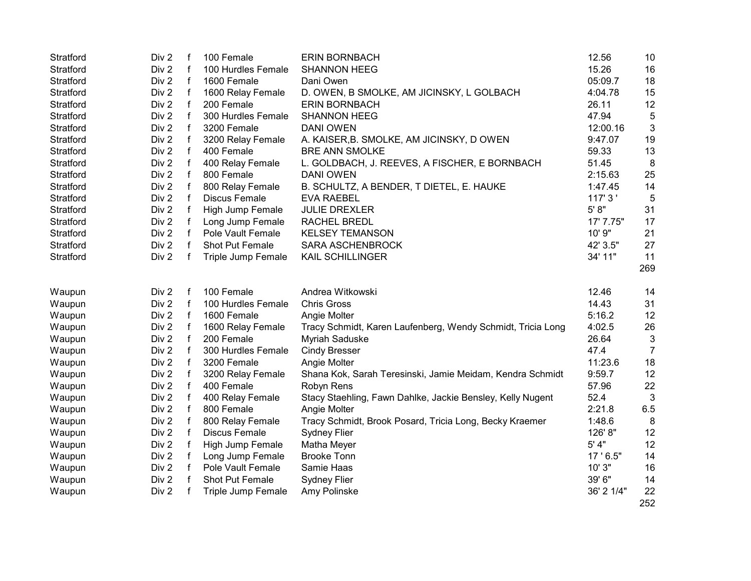| | | | | | | |
|---|---|---|---|---|---|---|
| Stratford | Div 2 | f | 100 Female | ERIN BORNBACH | 12.56 | 10 |
| Stratford | Div 2 | f | 100 Hurdles Female | SHANNON HEEG | 15.26 | 16 |
| Stratford | Div 2 | f | 1600 Female | Dani Owen | 05:09.7 | 18 |
| Stratford | Div 2 | f | 1600 Relay Female | D. OWEN, B SMOLKE, AM JICINSKY, L GOLBACH | 4:04.78 | 15 |
| Stratford | Div 2 | f | 200 Female | ERIN BORNBACH | 26.11 | 12 |
| Stratford | Div 2 | f | 300 Hurdles Female | SHANNON HEEG | 47.94 | 5 |
| Stratford | Div 2 | f | 3200 Female | DANI OWEN | 12:00.16 | 3 |
| Stratford | Div 2 | f | 3200 Relay Female | A. KAISER,B. SMOLKE, AM JICINSKY, D OWEN | 9:47.07 | 19 |
| Stratford | Div 2 | f | 400 Female | BRE ANN SMOLKE | 59.33 | 13 |
| Stratford | Div 2 | f | 400 Relay Female | L. GOLDBACH, J. REEVES, A FISCHER, E BORNBACH | 51.45 | 8 |
| Stratford | Div 2 | f | 800 Female | DANI OWEN | 2:15.63 | 25 |
| Stratford | Div 2 | f | 800 Relay Female | B. SCHULTZ, A BENDER, T DIETEL, E. HAUKE | 1:47.45 | 14 |
| Stratford | Div 2 | f | Discus Female | EVA RAEBEL | 117' 3 ' | 5 |
| Stratford | Div 2 | f | High Jump Female | JULIE DREXLER | 5' 8" | 31 |
| Stratford | Div 2 | f | Long Jump Female | RACHEL BREDL | 17' 7.75" | 17 |
| Stratford | Div 2 | f | Pole Vault Female | KELSEY TEMANSON | 10' 9" | 21 |
| Stratford | Div 2 | f | Shot Put Female | SARA ASCHENBROCK | 42' 3.5" | 27 |
| Stratford | Div 2 | f | Triple Jump Female | KAIL SCHILLINGER | 34' 11" | 11 |
| | | | | | | 269 |
| | | | | | | |
| Waupun | Div 2 | f | 100 Female | Andrea Witkowski | 12.46 | 14 |
| Waupun | Div 2 | f | 100 Hurdles Female | Chris Gross | 14.43 | 31 |
| Waupun | Div 2 | f | 1600 Female | Angie Molter | 5:16.2 | 12 |
| Waupun | Div 2 | f | 1600 Relay Female | Tracy Schmidt, Karen Laufenberg, Wendy Schmidt, Tricia Long | 4:02.5 | 26 |
| Waupun | Div 2 | f | 200 Female | Myriah Saduske | 26.64 | 3 |
| Waupun | Div 2 | f | 300 Hurdles Female | Cindy Bresser | 47.4 | 7 |
| Waupun | Div 2 | f | 3200 Female | Angie Molter | 11:23.6 | 18 |
| Waupun | Div 2 | f | 3200 Relay Female | Shana Kok, Sarah Teresinski, Jamie Meidam, Kendra Schmidt | 9:59.7 | 12 |
| Waupun | Div 2 | f | 400 Female | Robyn Rens | 57.96 | 22 |
| Waupun | Div 2 | f | 400 Relay Female | Stacy Staehling, Fawn Dahlke, Jackie Bensley, Kelly Nugent | 52.4 | 3 |
| Waupun | Div 2 | f | 800 Female | Angie Molter | 2:21.8 | 6.5 |
| Waupun | Div 2 | f | 800 Relay Female | Tracy Schmidt, Brook Posard, Tricia Long, Becky Kraemer | 1:48.6 | 8 |
| Waupun | Div 2 | f | Discus Female | Sydney Flier | 126' 8" | 12 |
| Waupun | Div 2 | f | High Jump Female | Matha Meyer | 5' 4" | 12 |
| Waupun | Div 2 | f | Long Jump Female | Brooke Tonn | 17 ' 6.5" | 14 |
| Waupun | Div 2 | f | Pole Vault Female | Samie Haas | 10' 3" | 16 |
| Waupun | Div 2 | f | Shot Put Female | Sydney Flier | 39' 6" | 14 |
| Waupun | Div 2 | f | Triple Jump Female | Amy Polinske | 36' 2 1/4" | 22 |
| | | | | | | 252 |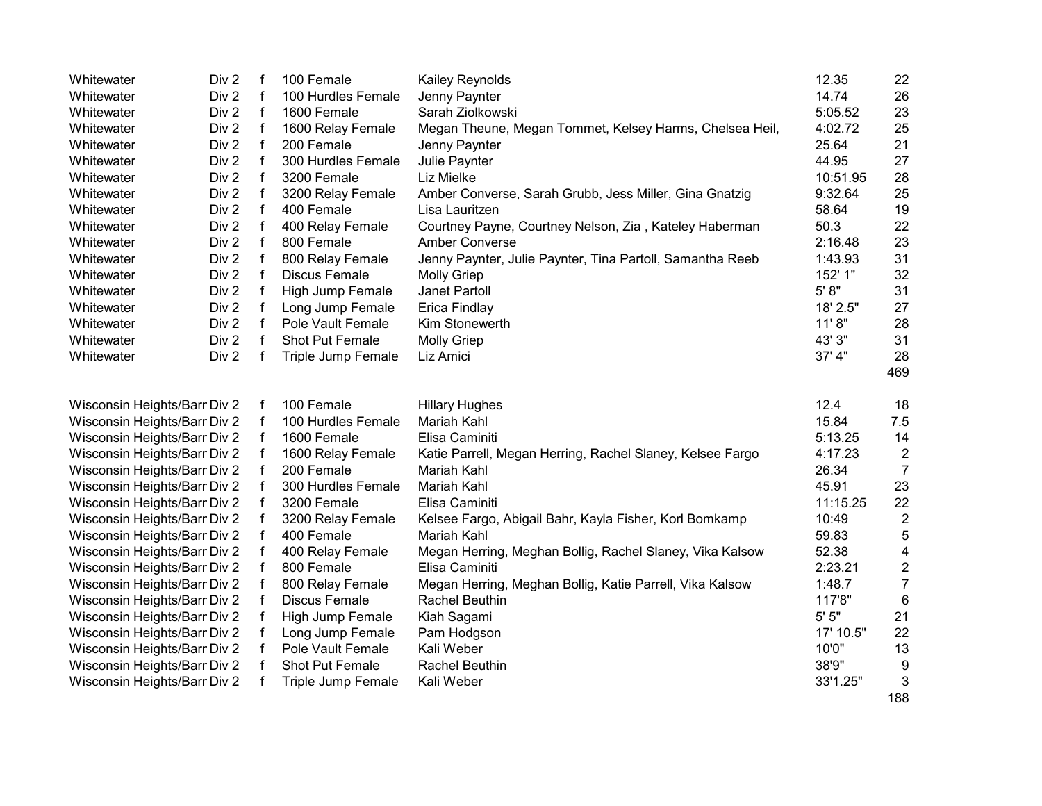| | | | | | | |
|---|---|---|---|---|---|---|
| Whitewater | Div 2 | f | 100 Female | Kailey Reynolds | 12.35 | 22 |
| Whitewater | Div 2 | f | 100 Hurdles Female | Jenny Paynter | 14.74 | 26 |
| Whitewater | Div 2 | f | 1600 Female | Sarah Ziolkowski | 5:05.52 | 23 |
| Whitewater | Div 2 | f | 1600 Relay Female | Megan Theune, Megan Tommet, Kelsey Harms, Chelsea Heil, | 4:02.72 | 25 |
| Whitewater | Div 2 | f | 200 Female | Jenny Paynter | 25.64 | 21 |
| Whitewater | Div 2 | f | 300 Hurdles Female | Julie Paynter | 44.95 | 27 |
| Whitewater | Div 2 | f | 3200 Female | Liz Mielke | 10:51.95 | 28 |
| Whitewater | Div 2 | f | 3200 Relay Female | Amber Converse, Sarah Grubb, Jess Miller, Gina Gnatzig | 9:32.64 | 25 |
| Whitewater | Div 2 | f | 400 Female | Lisa Lauritzen | 58.64 | 19 |
| Whitewater | Div 2 | f | 400 Relay Female | Courtney Payne, Courtney Nelson, Zia , Kateley Haberman | 50.3 | 22 |
| Whitewater | Div 2 | f | 800 Female | Amber Converse | 2:16.48 | 23 |
| Whitewater | Div 2 | f | 800 Relay Female | Jenny Paynter, Julie Paynter, Tina Partoll, Samantha Reeb | 1:43.93 | 31 |
| Whitewater | Div 2 | f | Discus Female | Molly Griep | 152' 1" | 32 |
| Whitewater | Div 2 | f | High Jump Female | Janet Partoll | 5' 8" | 31 |
| Whitewater | Div 2 | f | Long Jump Female | Erica Findlay | 18' 2.5" | 27 |
| Whitewater | Div 2 | f | Pole Vault Female | Kim Stonewerth | 11' 8" | 28 |
| Whitewater | Div 2 | f | Shot Put Female | Molly Griep | 43' 3" | 31 |
| Whitewater | Div 2 | f | Triple Jump Female | Liz Amici | 37' 4" | 28 |
| | | | | | | 469 |
| | | | | | | |
| Wisconsin Heights/Barr | Div 2 | f | 100 Female | Hillary Hughes | 12.4 | 18 |
| Wisconsin Heights/Barr | Div 2 | f | 100 Hurdles Female | Mariah Kahl | 15.84 | 7.5 |
| Wisconsin Heights/Barr | Div 2 | f | 1600 Female | Elisa Caminiti | 5:13.25 | 14 |
| Wisconsin Heights/Barr | Div 2 | f | 1600 Relay Female | Katie Parrell, Megan Herring, Rachel Slaney, Kelsee Fargo | 4:17.23 | 2 |
| Wisconsin Heights/Barr | Div 2 | f | 200 Female | Mariah Kahl | 26.34 | 7 |
| Wisconsin Heights/Barr | Div 2 | f | 300 Hurdles Female | Mariah Kahl | 45.91 | 23 |
| Wisconsin Heights/Barr | Div 2 | f | 3200 Female | Elisa Caminiti | 11:15.25 | 22 |
| Wisconsin Heights/Barr | Div 2 | f | 3200 Relay Female | Kelsee Fargo, Abigail Bahr, Kayla Fisher, Korl Bomkamp | 10:49 | 2 |
| Wisconsin Heights/Barr | Div 2 | f | 400 Female | Mariah Kahl | 59.83 | 5 |
| Wisconsin Heights/Barr | Div 2 | f | 400 Relay Female | Megan Herring, Meghan Bollig, Rachel Slaney, Vika Kalsow | 52.38 | 4 |
| Wisconsin Heights/Barr | Div 2 | f | 800 Female | Elisa Caminiti | 2:23.21 | 2 |
| Wisconsin Heights/Barr | Div 2 | f | 800 Relay Female | Megan Herring, Meghan Bollig, Katie Parrell, Vika Kalsow | 1:48.7 | 7 |
| Wisconsin Heights/Barr | Div 2 | f | Discus Female | Rachel Beuthin | 117'8" | 6 |
| Wisconsin Heights/Barr | Div 2 | f | High Jump Female | Kiah Sagami | 5' 5" | 21 |
| Wisconsin Heights/Barr | Div 2 | f | Long Jump Female | Pam Hodgson | 17' 10.5" | 22 |
| Wisconsin Heights/Barr | Div 2 | f | Pole Vault Female | Kali Weber | 10'0" | 13 |
| Wisconsin Heights/Barr | Div 2 | f | Shot Put Female | Rachel Beuthin | 38'9" | 9 |
| Wisconsin Heights/Barr | Div 2 | f | Triple Jump Female | Kali Weber | 33'1.25" | 3 |
| | | | | | | 188 |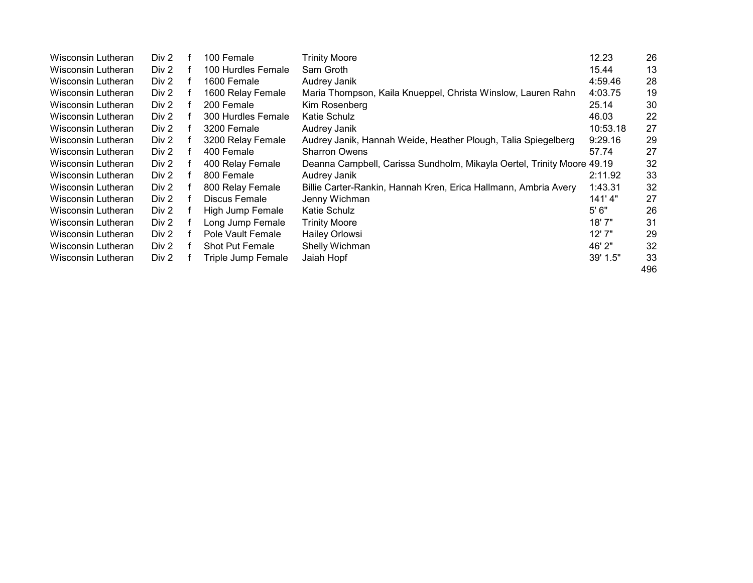| | | | | | | |
|---|---|---|---|---|---|---|
| Wisconsin Lutheran | Div 2 | f | 100 Female | Trinity Moore | 12.23 | 26 |
| Wisconsin Lutheran | Div 2 | f | 100 Hurdles Female | Sam Groth | 15.44 | 13 |
| Wisconsin Lutheran | Div 2 | f | 1600 Female | Audrey Janik | 4:59.46 | 28 |
| Wisconsin Lutheran | Div 2 | f | 1600 Relay Female | Maria Thompson, Kaila Knueppel, Christa Winslow, Lauren Rahn | 4:03.75 | 19 |
| Wisconsin Lutheran | Div 2 | f | 200 Female | Kim Rosenberg | 25.14 | 30 |
| Wisconsin Lutheran | Div 2 | f | 300 Hurdles Female | Katie Schulz | 46.03 | 22 |
| Wisconsin Lutheran | Div 2 | f | 3200 Female | Audrey Janik | 10:53.18 | 27 |
| Wisconsin Lutheran | Div 2 | f | 3200 Relay Female | Audrey Janik, Hannah Weide, Heather Plough, Talia Spiegelberg | 9:29.16 | 29 |
| Wisconsin Lutheran | Div 2 | f | 400 Female | Sharron Owens | 57.74 | 27 |
| Wisconsin Lutheran | Div 2 | f | 400 Relay Female | Deanna Campbell, Carissa Sundholm, Mikayla Oertel, Trinity Moore | 49.19 | 32 |
| Wisconsin Lutheran | Div 2 | f | 800 Female | Audrey Janik | 2:11.92 | 33 |
| Wisconsin Lutheran | Div 2 | f | 800 Relay Female | Billie Carter-Rankin, Hannah Kren, Erica Hallmann, Ambria Avery | 1:43.31 | 32 |
| Wisconsin Lutheran | Div 2 | f | Discus Female | Jenny Wichman | 141' 4" | 27 |
| Wisconsin Lutheran | Div 2 | f | High Jump Female | Katie Schulz | 5' 6" | 26 |
| Wisconsin Lutheran | Div 2 | f | Long Jump Female | Trinity Moore | 18' 7" | 31 |
| Wisconsin Lutheran | Div 2 | f | Pole Vault Female | Hailey Orlowsi | 12' 7" | 29 |
| Wisconsin Lutheran | Div 2 | f | Shot Put Female | Shelly Wichman | 46' 2" | 32 |
| Wisconsin Lutheran | Div 2 | f | Triple Jump Female | Jaiah Hopf | 39' 1.5" | 33 |
| | | | | | | 496 |